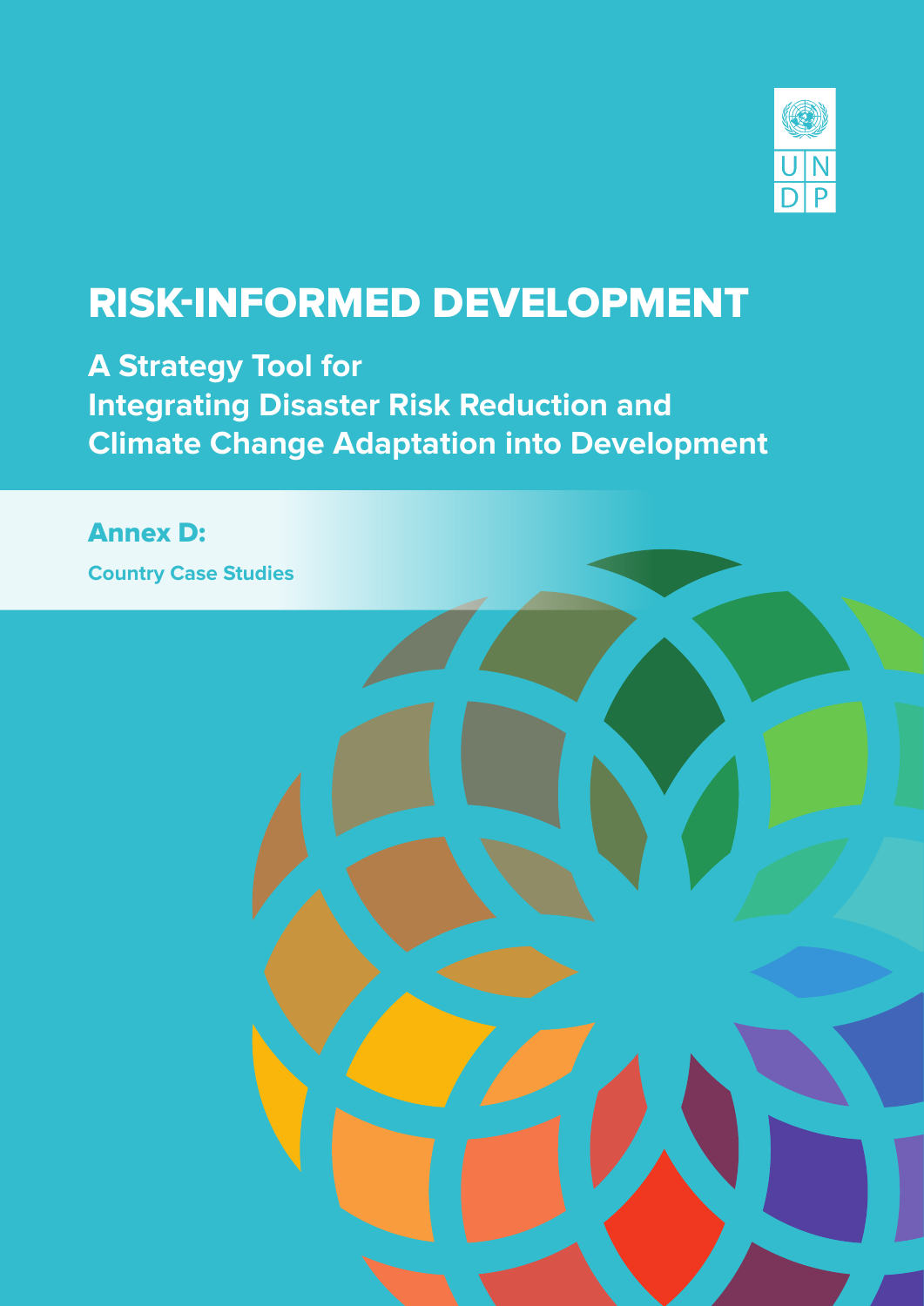# RISK-INFORMED DEVELOPMENT

## A Strategy Tool for Integrating Disaster Risk Reduction and Climate Change Adaptation into Development

### Annex D:

**Country Case Studies**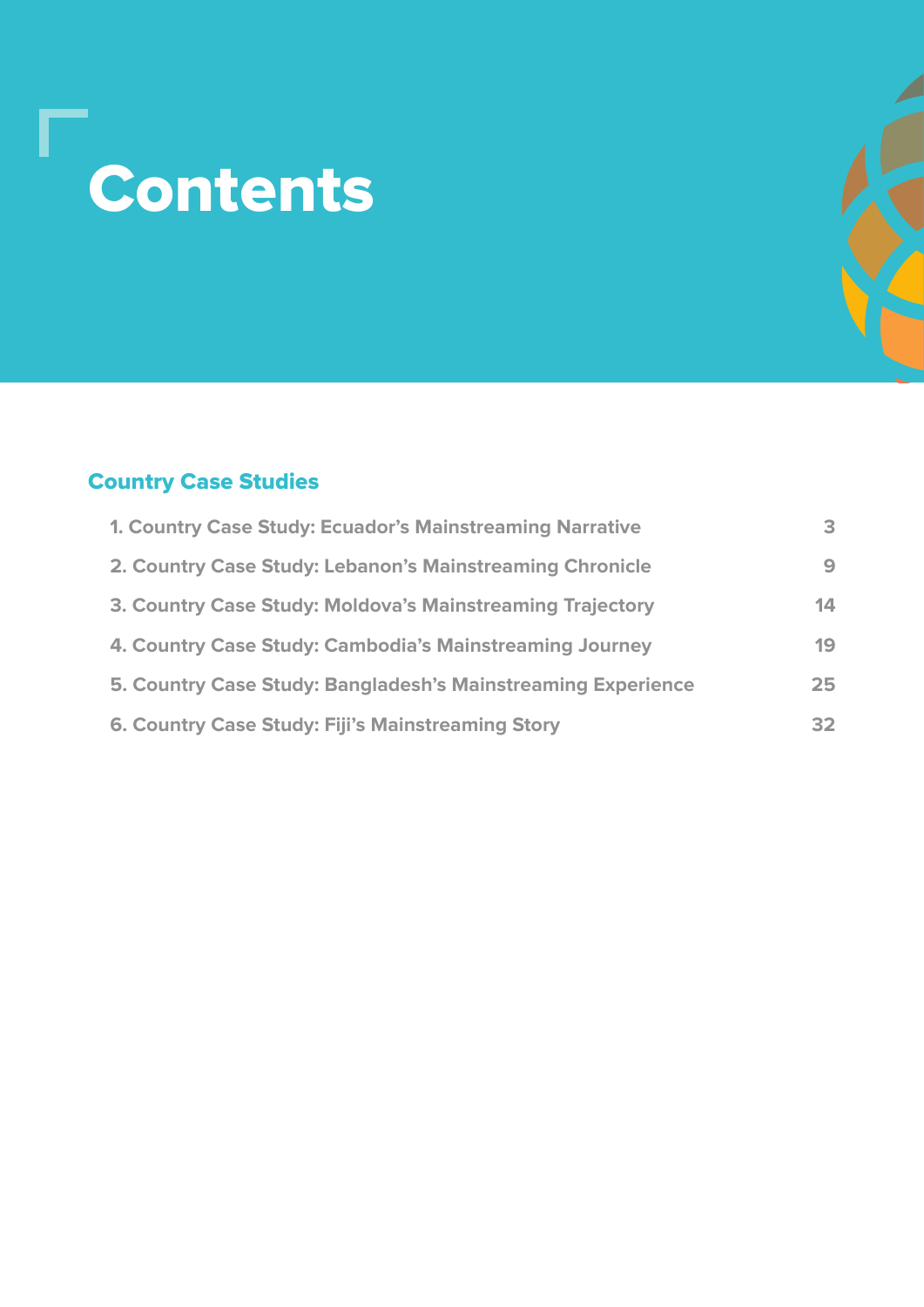# Contents

## Country Case Studies

| | |
|---|---|
| 1. Country Case Study: Ecuador's Mainstreaming Narrative | 3 |
| 2. Country Case Study: Lebanon's Mainstreaming Chronicle | 9 |
| 3. Country Case Study: Moldova's Mainstreaming Trajectory | 14 |
| 4. Country Case Study: Cambodia's Mainstreaming Journey | 19 |
| 5. Country Case Study: Bangladesh's Mainstreaming Experience | 25 |
| 6. Country Case Study: Fiji's Mainstreaming Story | 32 |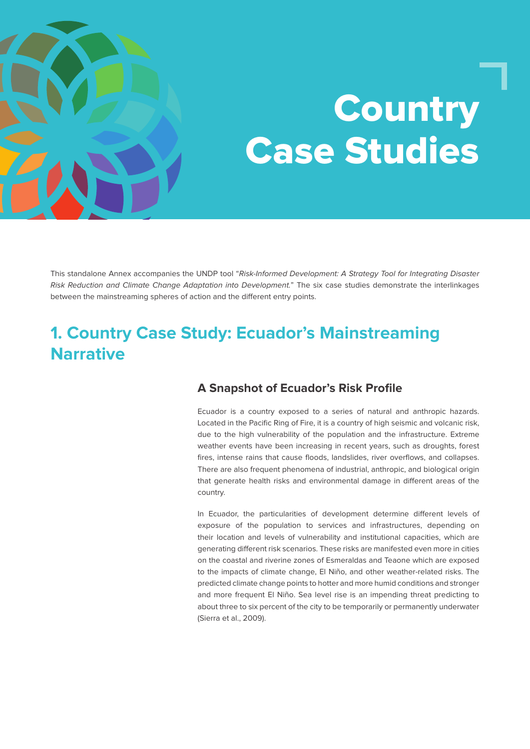# Country Case Studies

This standalone Annex accompanies the UNDP tool "*Risk-Informed Development: A Strategy Tool for Integrating Disaster Risk Reduction and Climate Change Adaptation into Development.*" The six case studies demonstrate the interlinkages between the mainstreaming spheres of action and the different entry points.

## 1. Country Case Study: Ecuador's Mainstreaming Narrative

### A Snapshot of Ecuador's Risk Profile

Ecuador is a country exposed to a series of natural and anthropic hazards. Located in the Pacific Ring of Fire, it is a country of high seismic and volcanic risk, due to the high vulnerability of the population and the infrastructure. Extreme weather events have been increasing in recent years, such as droughts, forest fires, intense rains that cause floods, landslides, river overflows, and collapses. There are also frequent phenomena of industrial, anthropic, and biological origin that generate health risks and environmental damage in different areas of the country.

In Ecuador, the particularities of development determine different levels of exposure of the population to services and infrastructures, depending on their location and levels of vulnerability and institutional capacities, which are generating different risk scenarios. These risks are manifested even more in cities on the coastal and riverine zones of Esmeraldas and Teaone which are exposed to the impacts of climate change, El Niño, and other weather-related risks. The predicted climate change points to hotter and more humid conditions and stronger and more frequent El Niño. Sea level rise is an impending threat predicting to about three to six percent of the city to be temporarily or permanently underwater (Sierra et al., 2009).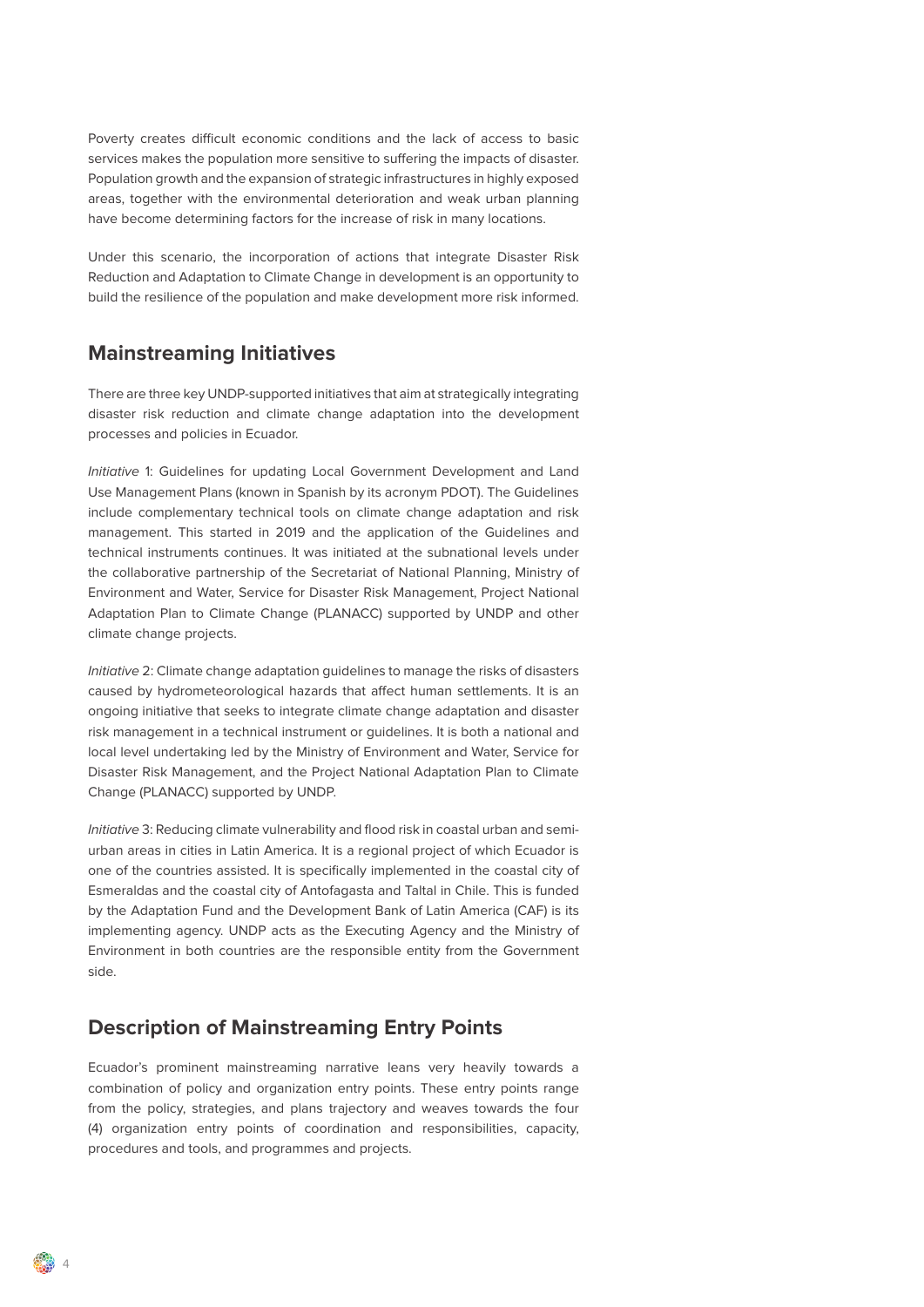Poverty creates difficult economic conditions and the lack of access to basic services makes the population more sensitive to suffering the impacts of disaster. Population growth and the expansion of strategic infrastructures in highly exposed areas, together with the environmental deterioration and weak urban planning have become determining factors for the increase of risk in many locations.

Under this scenario, the incorporation of actions that integrate Disaster Risk Reduction and Adaptation to Climate Change in development is an opportunity to build the resilience of the population and make development more risk informed.

## Mainstreaming Initiatives

There are three key UNDP-supported initiatives that aim at strategically integrating disaster risk reduction and climate change adaptation into the development processes and policies in Ecuador.

*Initiative* 1: Guidelines for updating Local Government Development and Land Use Management Plans (known in Spanish by its acronym PDOT). The Guidelines include complementary technical tools on climate change adaptation and risk management. This started in 2019 and the application of the Guidelines and technical instruments continues. It was initiated at the subnational levels under the collaborative partnership of the Secretariat of National Planning, Ministry of Environment and Water, Service for Disaster Risk Management, Project National Adaptation Plan to Climate Change (PLANACC) supported by UNDP and other climate change projects.

*Initiative* 2: Climate change adaptation guidelines to manage the risks of disasters caused by hydrometeorological hazards that affect human settlements. It is an ongoing initiative that seeks to integrate climate change adaptation and disaster risk management in a technical instrument or guidelines. It is both a national and local level undertaking led by the Ministry of Environment and Water, Service for Disaster Risk Management, and the Project National Adaptation Plan to Climate Change (PLANACC) supported by UNDP.

*Initiative* 3: Reducing climate vulnerability and flood risk in coastal urban and semi-urban areas in cities in Latin America. It is a regional project of which Ecuador is one of the countries assisted. It is specifically implemented in the coastal city of Esmeraldas and the coastal city of Antofagasta and Taltal in Chile. This is funded by the Adaptation Fund and the Development Bank of Latin America (CAF) is its implementing agency. UNDP acts as the Executing Agency and the Ministry of Environment in both countries are the responsible entity from the Government side.

## Description of Mainstreaming Entry Points

Ecuador's prominent mainstreaming narrative leans very heavily towards a combination of policy and organization entry points. These entry points range from the policy, strategies, and plans trajectory and weaves towards the four (4) organization entry points of coordination and responsibilities, capacity, procedures and tools, and programmes and projects.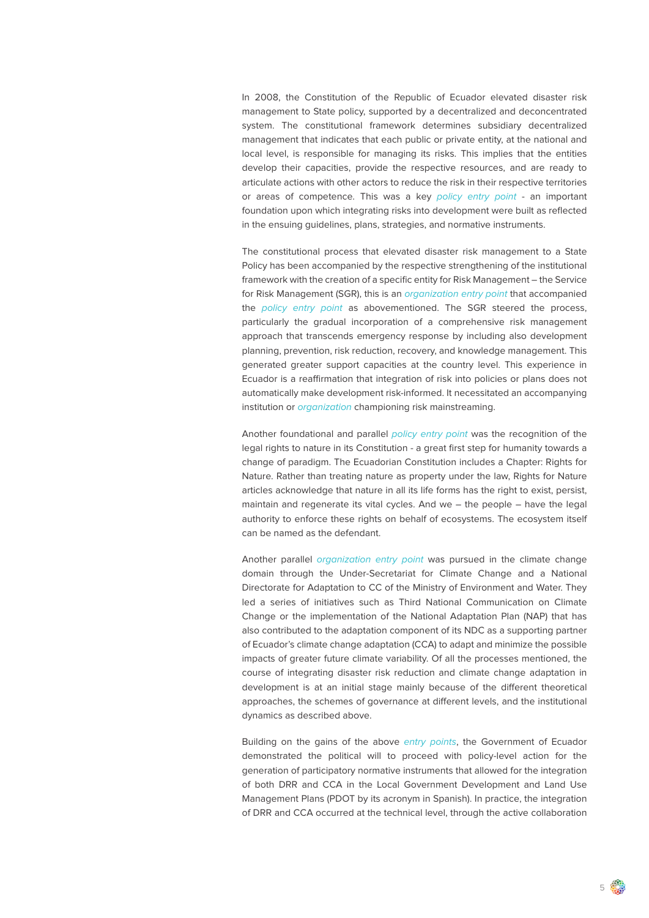In 2008, the Constitution of the Republic of Ecuador elevated disaster risk management to State policy, supported by a decentralized and deconcentrated system. The constitutional framework determines subsidiary decentralized management that indicates that each public or private entity, at the national and local level, is responsible for managing its risks. This implies that the entities develop their capacities, provide the respective resources, and are ready to articulate actions with other actors to reduce the risk in their respective territories or areas of competence. This was a key *policy entry point* - an important foundation upon which integrating risks into development were built as reflected in the ensuing guidelines, plans, strategies, and normative instruments.

The constitutional process that elevated disaster risk management to a State Policy has been accompanied by the respective strengthening of the institutional framework with the creation of a specific entity for Risk Management – the Service for Risk Management (SGR), this is an *organization entry point* that accompanied the *policy entry point* as abovementioned. The SGR steered the process, particularly the gradual incorporation of a comprehensive risk management approach that transcends emergency response by including also development planning, prevention, risk reduction, recovery, and knowledge management. This generated greater support capacities at the country level. This experience in Ecuador is a reaffirmation that integration of risk into policies or plans does not automatically make development risk-informed. It necessitated an accompanying institution or *organization* championing risk mainstreaming.

Another foundational and parallel *policy entry point* was the recognition of the legal rights to nature in its Constitution - a great first step for humanity towards a change of paradigm. The Ecuadorian Constitution includes a Chapter: Rights for Nature. Rather than treating nature as property under the law, Rights for Nature articles acknowledge that nature in all its life forms has the right to exist, persist, maintain and regenerate its vital cycles. And we – the people – have the legal authority to enforce these rights on behalf of ecosystems. The ecosystem itself can be named as the defendant.

Another parallel *organization entry point* was pursued in the climate change domain through the Under-Secretariat for Climate Change and a National Directorate for Adaptation to CC of the Ministry of Environment and Water. They led a series of initiatives such as Third National Communication on Climate Change or the implementation of the National Adaptation Plan (NAP) that has also contributed to the adaptation component of its NDC as a supporting partner of Ecuador's climate change adaptation (CCA) to adapt and minimize the possible impacts of greater future climate variability. Of all the processes mentioned, the course of integrating disaster risk reduction and climate change adaptation in development is at an initial stage mainly because of the different theoretical approaches, the schemes of governance at different levels, and the institutional dynamics as described above.

Building on the gains of the above *entry points*, the Government of Ecuador demonstrated the political will to proceed with policy-level action for the generation of participatory normative instruments that allowed for the integration of both DRR and CCA in the Local Government Development and Land Use Management Plans (PDOT by its acronym in Spanish). In practice, the integration of DRR and CCA occurred at the technical level, through the active collaboration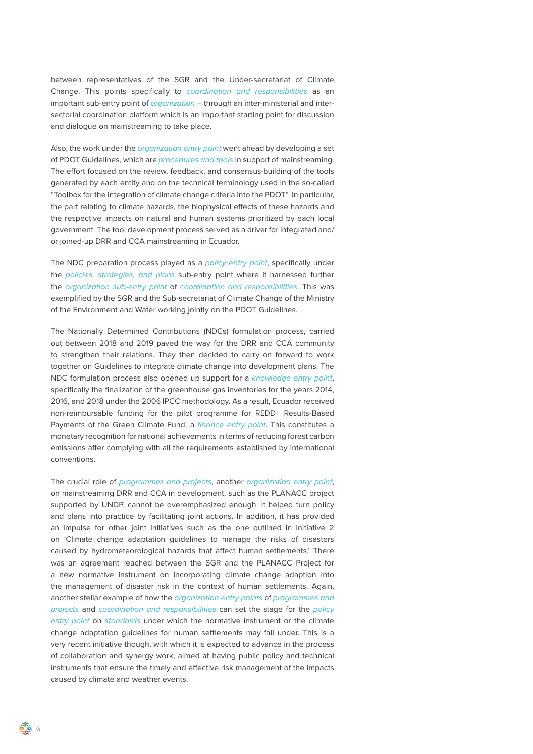between representatives of the SGR and the Under-secretariat of Climate Change. This points specifically to *coordination and responsibilities* as an important sub-entry point of *organization –* through an inter-ministerial and inter-sectorial coordination platform which is an important starting point for discussion and dialogue on mainstreaming to take place.

Also, the work under the *organization entry point* went ahead by developing a set of PDOT Guidelines, which are *procedures and tools* in support of mainstreaming. The effort focused on the review, feedback, and consensus-building of the tools generated by each entity and on the technical terminology used in the so-called "Toolbox for the integration of climate change criteria into the PDOT". In particular, the part relating to climate hazards, the biophysical effects of these hazards and the respective impacts on natural and human systems prioritized by each local government. The tool development process served as a driver for integrated and/or joined-up DRR and CCA mainstreaming in Ecuador.

The NDC preparation process played as a *policy entry point*, specifically under the *policies, strategies, and plans* sub-entry point where it harnessed further the *organization sub-entry point* of *coordination and responsibilities*. This was exemplified by the SGR and the Sub-secretariat of Climate Change of the Ministry of the Environment and Water working jointly on the PDOT Guidelines.

The Nationally Determined Contributions (NDCs) formulation process, carried out between 2018 and 2019 paved the way for the DRR and CCA community to strengthen their relations. They then decided to carry on forward to work together on Guidelines to integrate climate change into development plans. The NDC formulation process also opened up support for a *knowledge entry point*, specifically the finalization of the greenhouse gas inventories for the years 2014, 2016, and 2018 under the 2006 IPCC methodology. As a result, Ecuador received non-reimbursable funding for the pilot programme for REDD+ Results-Based Payments of the Green Climate Fund, a *finance entry point*. This constitutes a monetary recognition for national achievements in terms of reducing forest carbon emissions after complying with all the requirements established by international conventions.

The crucial role of *programmes and projects*, another *organization entry point*, on mainstreaming DRR and CCA in development, such as the PLANACC project supported by UNDP, cannot be overemphasized enough. It helped turn policy and plans into practice by facilitating joint actions. In addition, it has provided an impulse for other joint initiatives such as the one outlined in initiative 2 on 'Climate change adaptation guidelines to manage the risks of disasters caused by hydrometeorological hazards that affect human settlements.' There was an agreement reached between the SGR and the PLANACC Project for a new normative instrument on incorporating climate change adaption into the management of disaster risk in the context of human settlements. Again, another stellar example of how the *organization entry points* of *programmes and projects* and *coordination and responsibilities* can set the stage for the *policy entry point* on *standards* under which the normative instrument or the climate change adaptation guidelines for human settlements may fall under. This is a very recent initiative though, with which it is expected to advance in the process of collaboration and synergy work, aimed at having public policy and technical instruments that ensure the timely and effective risk management of the impacts caused by climate and weather events.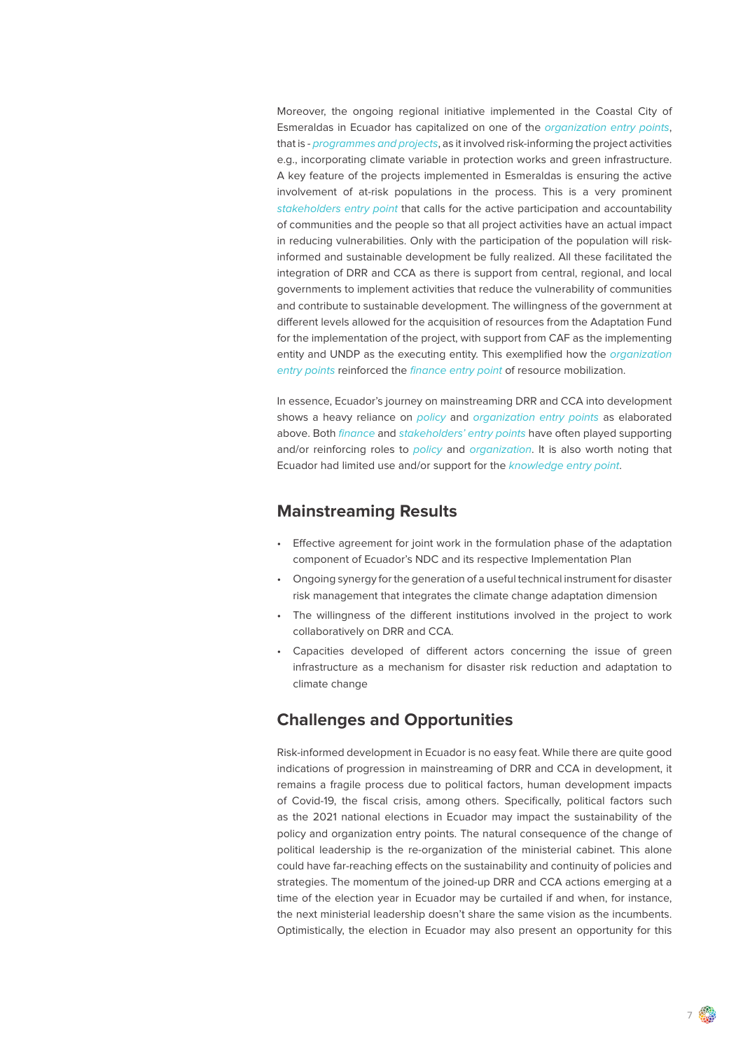Moreover, the ongoing regional initiative implemented in the Coastal City of Esmeraldas in Ecuador has capitalized on one of the *organization entry points*, that is - *programmes and projects*, as it involved risk-informing the project activities e.g., incorporating climate variable in protection works and green infrastructure. A key feature of the projects implemented in Esmeraldas is ensuring the active involvement of at-risk populations in the process. This is a very prominent *stakeholders entry point* that calls for the active participation and accountability of communities and the people so that all project activities have an actual impact in reducing vulnerabilities. Only with the participation of the population will risk-informed and sustainable development be fully realized. All these facilitated the integration of DRR and CCA as there is support from central, regional, and local governments to implement activities that reduce the vulnerability of communities and contribute to sustainable development. The willingness of the government at different levels allowed for the acquisition of resources from the Adaptation Fund for the implementation of the project, with support from CAF as the implementing entity and UNDP as the executing entity. This exemplified how the *organization entry points* reinforced the *finance entry point* of resource mobilization.

In essence, Ecuador's journey on mainstreaming DRR and CCA into development shows a heavy reliance on *policy* and *organization entry points* as elaborated above. Both *finance* and *stakeholders' entry points* have often played supporting and/or reinforcing roles to *policy* and *organization*. It is also worth noting that Ecuador had limited use and/or support for the *knowledge entry point*.

## Mainstreaming Results

- Effective agreement for joint work in the formulation phase of the adaptation component of Ecuador's NDC and its respective Implementation Plan
- Ongoing synergy for the generation of a useful technical instrument for disaster risk management that integrates the climate change adaptation dimension
- The willingness of the different institutions involved in the project to work collaboratively on DRR and CCA.
- Capacities developed of different actors concerning the issue of green infrastructure as a mechanism for disaster risk reduction and adaptation to climate change

## Challenges and Opportunities

Risk-informed development in Ecuador is no easy feat. While there are quite good indications of progression in mainstreaming of DRR and CCA in development, it remains a fragile process due to political factors, human development impacts of Covid-19, the fiscal crisis, among others. Specifically, political factors such as the 2021 national elections in Ecuador may impact the sustainability of the policy and organization entry points. The natural consequence of the change of political leadership is the re-organization of the ministerial cabinet. This alone could have far-reaching effects on the sustainability and continuity of policies and strategies. The momentum of the joined-up DRR and CCA actions emerging at a time of the election year in Ecuador may be curtailed if and when, for instance, the next ministerial leadership doesn't share the same vision as the incumbents. Optimistically, the election in Ecuador may also present an opportunity for this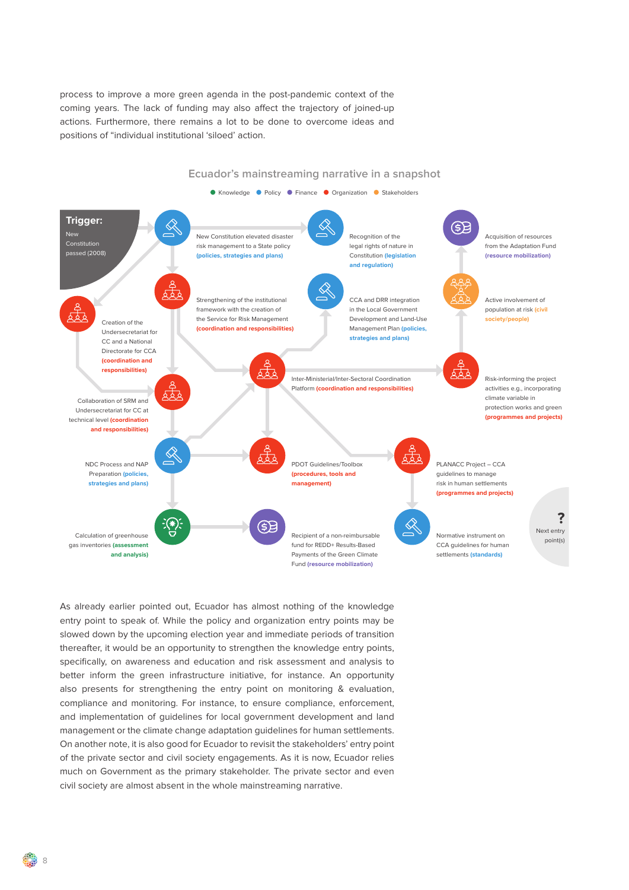process to improve a more green agenda in the post-pandemic context of the coming years. The lack of funding may also affect the trajectory of joined-up actions. Furthermore, there remains a lot to be done to overcome ideas and positions of "individual institutional 'siloed' action.

## Ecuador's mainstreaming narrative in a snapshot

Knowledge · Policy · Finance · Organization · Stakeholders

**Trigger:** New Constitution passed (2008)

New Constitution elevated disaster risk management to a State policy (policies, strategies and plans)

Recognition of the legal rights of nature in Constitution (legislation and regulation)

Acquisition of resources from the Adaptation Fund (resource mobilization)

Strengthening of the institutional framework with the creation of the Service for Risk Management (coordination and responsibilities)

CCA and DRR integration in the Local Government Development and Land-Use Management Plan (policies, strategies and plans)

Active involvement of population at risk (civil society/people)

Creation of the Undersecretariat for CC and a National Directorate for CCA (coordination and responsibilities)

Inter-Ministerial/Inter-Sectoral Coordination Platform (coordination and responsibilities)

Risk-informing the project activities e.g., incorporating climate variable in protection works and green (programmes and projects)

Collaboration of SRM and Undersecretariat for CC at technical level (coordination and responsibilities)

NDC Process and NAP Preparation (policies, strategies and plans)

PDOT Guidelines/Toolbox (procedures, tools and management)

PLANACC Project – CCA guidelines to manage risk in human settlements (programmes and projects)

Calculation of greenhouse gas inventories (assessment and analysis)

Recipient of a non-reimbursable fund for REDD+ Results-Based Payments of the Green Climate Fund (resource mobilization)

Normative instrument on CCA guidelines for human settlements (standards)

? Next entry point(s)

As already earlier pointed out, Ecuador has almost nothing of the knowledge entry point to speak of. While the policy and organization entry points may be slowed down by the upcoming election year and immediate periods of transition thereafter, it would be an opportunity to strengthen the knowledge entry points, specifically, on awareness and education and risk assessment and analysis to better inform the green infrastructure initiative, for instance. An opportunity also presents for strengthening the entry point on monitoring & evaluation, compliance and monitoring. For instance, to ensure compliance, enforcement, and implementation of guidelines for local government development and land management or the climate change adaptation guidelines for human settlements. On another note, it is also good for Ecuador to revisit the stakeholders' entry point of the private sector and civil society engagements. As it is now, Ecuador relies much on Government as the primary stakeholder. The private sector and even civil society are almost absent in the whole mainstreaming narrative.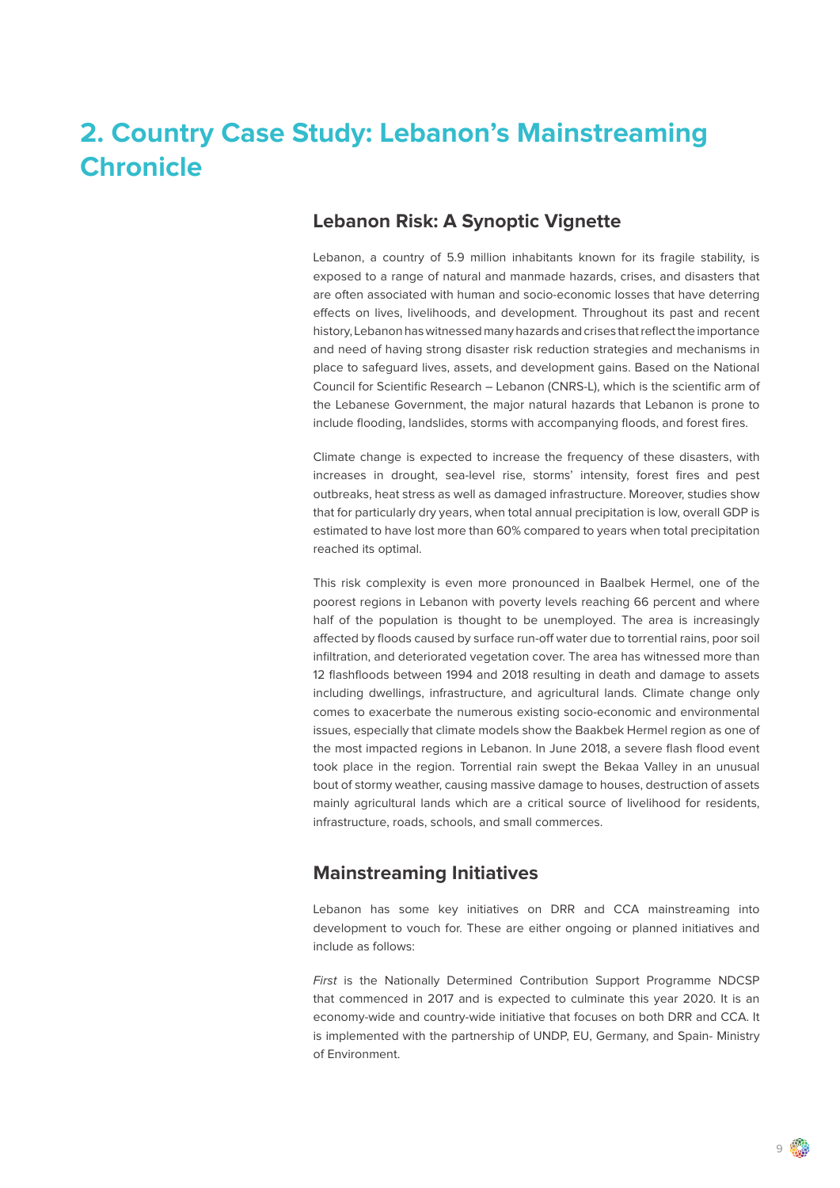# 2. Country Case Study: Lebanon's Mainstreaming Chronicle

## Lebanon Risk: A Synoptic Vignette

Lebanon, a country of 5.9 million inhabitants known for its fragile stability, is exposed to a range of natural and manmade hazards, crises, and disasters that are often associated with human and socio-economic losses that have deterring effects on lives, livelihoods, and development. Throughout its past and recent history, Lebanon has witnessed many hazards and crises that reflect the importance and need of having strong disaster risk reduction strategies and mechanisms in place to safeguard lives, assets, and development gains. Based on the National Council for Scientific Research – Lebanon (CNRS-L), which is the scientific arm of the Lebanese Government, the major natural hazards that Lebanon is prone to include flooding, landslides, storms with accompanying floods, and forest fires.

Climate change is expected to increase the frequency of these disasters, with increases in drought, sea-level rise, storms' intensity, forest fires and pest outbreaks, heat stress as well as damaged infrastructure. Moreover, studies show that for particularly dry years, when total annual precipitation is low, overall GDP is estimated to have lost more than 60% compared to years when total precipitation reached its optimal.

This risk complexity is even more pronounced in Baalbek Hermel, one of the poorest regions in Lebanon with poverty levels reaching 66 percent and where half of the population is thought to be unemployed. The area is increasingly affected by floods caused by surface run-off water due to torrential rains, poor soil infiltration, and deteriorated vegetation cover. The area has witnessed more than 12 flashfloods between 1994 and 2018 resulting in death and damage to assets including dwellings, infrastructure, and agricultural lands. Climate change only comes to exacerbate the numerous existing socio-economic and environmental issues, especially that climate models show the Baakbek Hermel region as one of the most impacted regions in Lebanon. In June 2018, a severe flash flood event took place in the region. Torrential rain swept the Bekaa Valley in an unusual bout of stormy weather, causing massive damage to houses, destruction of assets mainly agricultural lands which are a critical source of livelihood for residents, infrastructure, roads, schools, and small commerces.

## Mainstreaming Initiatives

Lebanon has some key initiatives on DRR and CCA mainstreaming into development to vouch for. These are either ongoing or planned initiatives and include as follows:

*First* is the Nationally Determined Contribution Support Programme NDCSP that commenced in 2017 and is expected to culminate this year 2020. It is an economy-wide and country-wide initiative that focuses on both DRR and CCA. It is implemented with the partnership of UNDP, EU, Germany, and Spain- Ministry of Environment.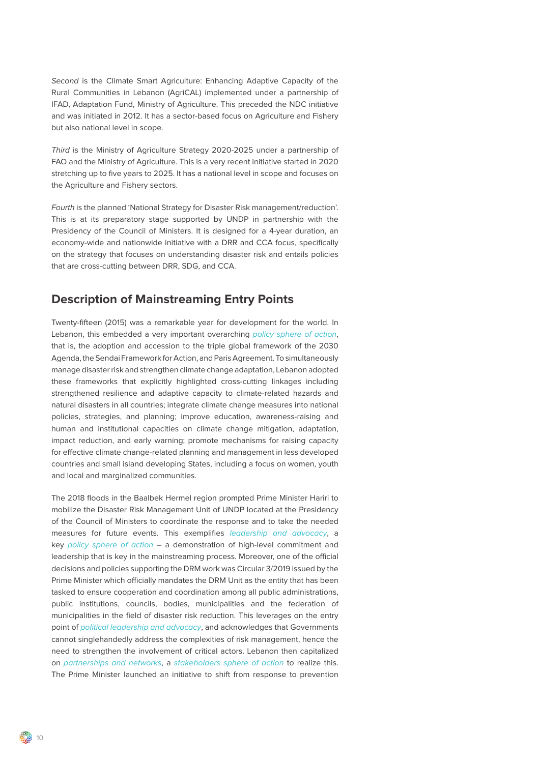*Second* is the Climate Smart Agriculture: Enhancing Adaptive Capacity of the Rural Communities in Lebanon (AgriCAL) implemented under a partnership of IFAD, Adaptation Fund, Ministry of Agriculture. This preceded the NDC initiative and was initiated in 2012. It has a sector-based focus on Agriculture and Fishery but also national level in scope.

*Third* is the Ministry of Agriculture Strategy 2020-2025 under a partnership of FAO and the Ministry of Agriculture. This is a very recent initiative started in 2020 stretching up to five years to 2025. It has a national level in scope and focuses on the Agriculture and Fishery sectors.

*Fourth* is the planned 'National Strategy for Disaster Risk management/reduction'. This is at its preparatory stage supported by UNDP in partnership with the Presidency of the Council of Ministers. It is designed for a 4-year duration, an economy-wide and nationwide initiative with a DRR and CCA focus, specifically on the strategy that focuses on understanding disaster risk and entails policies that are cross-cutting between DRR, SDG, and CCA.

## Description of Mainstreaming Entry Points

Twenty-fifteen (2015) was a remarkable year for development for the world. In Lebanon, this embedded a very important overarching *policy sphere of action*, that is, the adoption and accession to the triple global framework of the 2030 Agenda, the Sendai Framework for Action, and Paris Agreement. To simultaneously manage disaster risk and strengthen climate change adaptation, Lebanon adopted these frameworks that explicitly highlighted cross-cutting linkages including strengthened resilience and adaptive capacity to climate-related hazards and natural disasters in all countries; integrate climate change measures into national policies, strategies, and planning; improve education, awareness-raising and human and institutional capacities on climate change mitigation, adaptation, impact reduction, and early warning; promote mechanisms for raising capacity for effective climate change-related planning and management in less developed countries and small island developing States, including a focus on women, youth and local and marginalized communities.

The 2018 floods in the Baalbek Hermel region prompted Prime Minister Hariri to mobilize the Disaster Risk Management Unit of UNDP located at the Presidency of the Council of Ministers to coordinate the response and to take the needed measures for future events. This exemplifies *leadership and advocacy*, a key *policy sphere of action* – a demonstration of high-level commitment and leadership that is key in the mainstreaming process. Moreover, one of the official decisions and policies supporting the DRM work was Circular 3/2019 issued by the Prime Minister which officially mandates the DRM Unit as the entity that has been tasked to ensure cooperation and coordination among all public administrations, public institutions, councils, bodies, municipalities and the federation of municipalities in the field of disaster risk reduction. This leverages on the entry point of *political leadership and advocacy*, and acknowledges that Governments cannot singlehandedly address the complexities of risk management, hence the need to strengthen the involvement of critical actors. Lebanon then capitalized on *partnerships and networks*, a *stakeholders sphere of action* to realize this. The Prime Minister launched an initiative to shift from response to prevention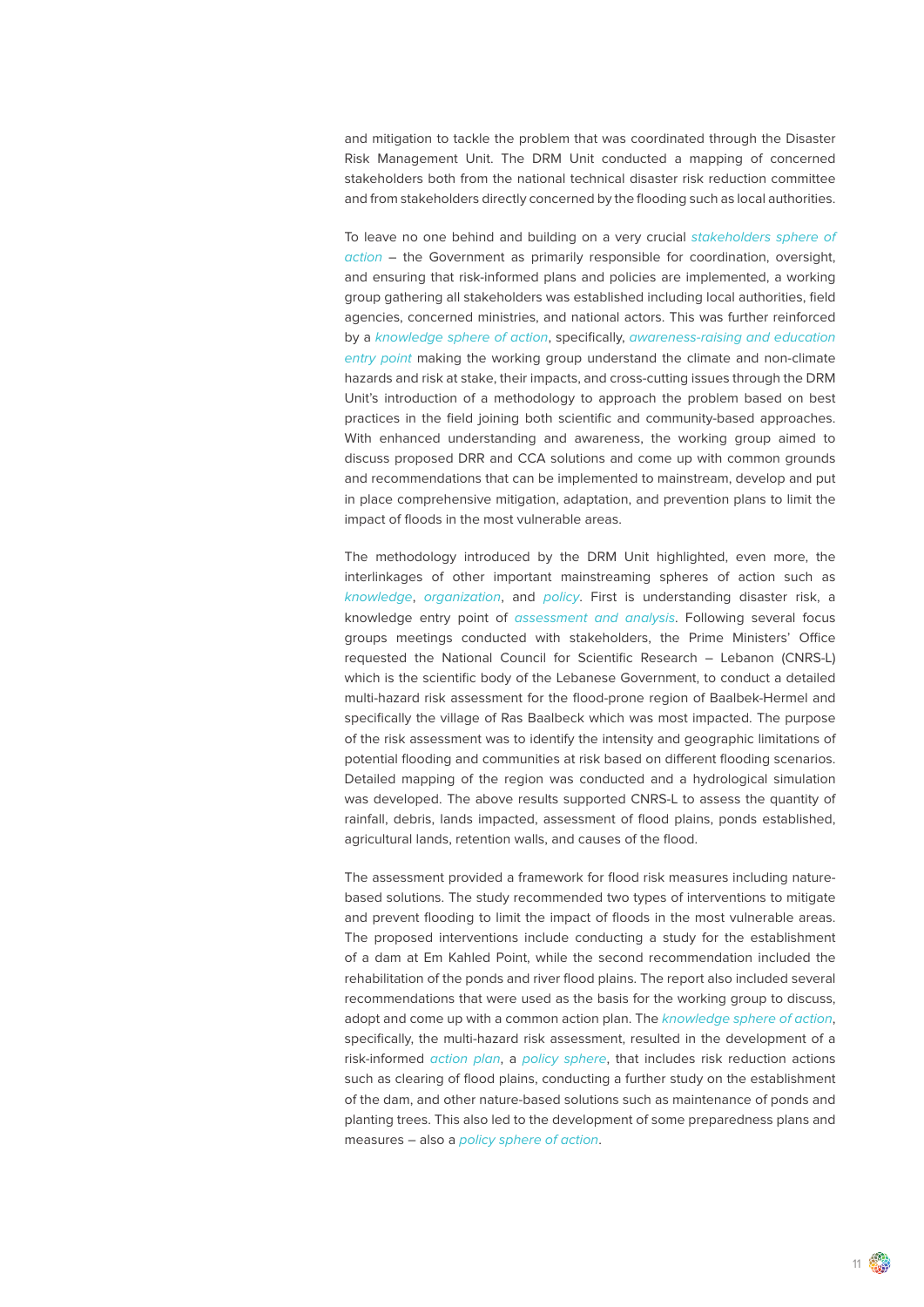and mitigation to tackle the problem that was coordinated through the Disaster Risk Management Unit. The DRM Unit conducted a mapping of concerned stakeholders both from the national technical disaster risk reduction committee and from stakeholders directly concerned by the flooding such as local authorities.

To leave no one behind and building on a very crucial *stakeholders sphere of action* – the Government as primarily responsible for coordination, oversight, and ensuring that risk-informed plans and policies are implemented, a working group gathering all stakeholders was established including local authorities, field agencies, concerned ministries, and national actors. This was further reinforced by a *knowledge sphere of action*, specifically, *awareness-raising and education entry point* making the working group understand the climate and non-climate hazards and risk at stake, their impacts, and cross-cutting issues through the DRM Unit's introduction of a methodology to approach the problem based on best practices in the field joining both scientific and community-based approaches. With enhanced understanding and awareness, the working group aimed to discuss proposed DRR and CCA solutions and come up with common grounds and recommendations that can be implemented to mainstream, develop and put in place comprehensive mitigation, adaptation, and prevention plans to limit the impact of floods in the most vulnerable areas.

The methodology introduced by the DRM Unit highlighted, even more, the interlinkages of other important mainstreaming spheres of action such as *knowledge*, *organization*, and *policy*. First is understanding disaster risk, a knowledge entry point of *assessment and analysis*. Following several focus groups meetings conducted with stakeholders, the Prime Ministers' Office requested the National Council for Scientific Research – Lebanon (CNRS-L) which is the scientific body of the Lebanese Government, to conduct a detailed multi-hazard risk assessment for the flood-prone region of Baalbek-Hermel and specifically the village of Ras Baalbeck which was most impacted. The purpose of the risk assessment was to identify the intensity and geographic limitations of potential flooding and communities at risk based on different flooding scenarios. Detailed mapping of the region was conducted and a hydrological simulation was developed. The above results supported CNRS-L to assess the quantity of rainfall, debris, lands impacted, assessment of flood plains, ponds established, agricultural lands, retention walls, and causes of the flood.

The assessment provided a framework for flood risk measures including nature-based solutions. The study recommended two types of interventions to mitigate and prevent flooding to limit the impact of floods in the most vulnerable areas. The proposed interventions include conducting a study for the establishment of a dam at Em Kahled Point, while the second recommendation included the rehabilitation of the ponds and river flood plains. The report also included several recommendations that were used as the basis for the working group to discuss, adopt and come up with a common action plan. The *knowledge sphere of action*, specifically, the multi-hazard risk assessment, resulted in the development of a risk-informed *action plan*, a *policy sphere*, that includes risk reduction actions such as clearing of flood plains, conducting a further study on the establishment of the dam, and other nature-based solutions such as maintenance of ponds and planting trees. This also led to the development of some preparedness plans and measures – also a *policy sphere of action*.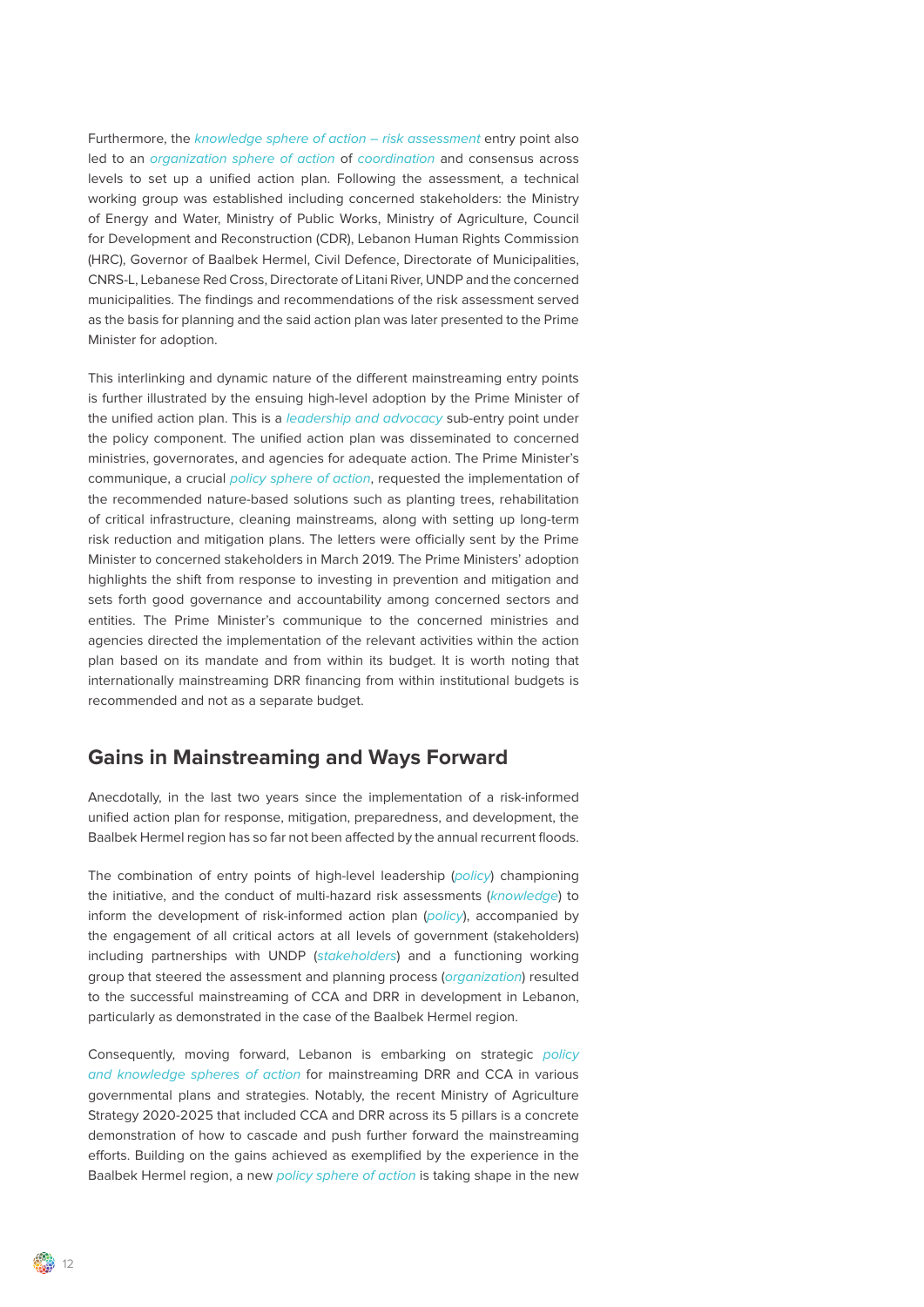Furthermore, the *knowledge sphere of action – risk assessment* entry point also led to an *organization sphere of action* of *coordination* and consensus across levels to set up a unified action plan. Following the assessment, a technical working group was established including concerned stakeholders: the Ministry of Energy and Water, Ministry of Public Works, Ministry of Agriculture, Council for Development and Reconstruction (CDR), Lebanon Human Rights Commission (HRC), Governor of Baalbek Hermel, Civil Defence, Directorate of Municipalities, CNRS-L, Lebanese Red Cross, Directorate of Litani River, UNDP and the concerned municipalities. The findings and recommendations of the risk assessment served as the basis for planning and the said action plan was later presented to the Prime Minister for adoption.

This interlinking and dynamic nature of the different mainstreaming entry points is further illustrated by the ensuing high-level adoption by the Prime Minister of the unified action plan. This is a *leadership and advocacy* sub-entry point under the policy component. The unified action plan was disseminated to concerned ministries, governorates, and agencies for adequate action. The Prime Minister's communique, a crucial *policy sphere of action*, requested the implementation of the recommended nature-based solutions such as planting trees, rehabilitation of critical infrastructure, cleaning mainstreams, along with setting up long-term risk reduction and mitigation plans. The letters were officially sent by the Prime Minister to concerned stakeholders in March 2019. The Prime Ministers' adoption highlights the shift from response to investing in prevention and mitigation and sets forth good governance and accountability among concerned sectors and entities. The Prime Minister's communique to the concerned ministries and agencies directed the implementation of the relevant activities within the action plan based on its mandate and from within its budget. It is worth noting that internationally mainstreaming DRR financing from within institutional budgets is recommended and not as a separate budget.

## Gains in Mainstreaming and Ways Forward

Anecdotally, in the last two years since the implementation of a risk-informed unified action plan for response, mitigation, preparedness, and development, the Baalbek Hermel region has so far not been affected by the annual recurrent floods.

The combination of entry points of high-level leadership (*policy*) championing the initiative, and the conduct of multi-hazard risk assessments (*knowledge*) to inform the development of risk-informed action plan (*policy*), accompanied by the engagement of all critical actors at all levels of government (stakeholders) including partnerships with UNDP (*stakeholders*) and a functioning working group that steered the assessment and planning process (*organization*) resulted to the successful mainstreaming of CCA and DRR in development in Lebanon, particularly as demonstrated in the case of the Baalbek Hermel region.

Consequently, moving forward, Lebanon is embarking on strategic *policy and knowledge spheres of action* for mainstreaming DRR and CCA in various governmental plans and strategies. Notably, the recent Ministry of Agriculture Strategy 2020-2025 that included CCA and DRR across its 5 pillars is a concrete demonstration of how to cascade and push further forward the mainstreaming efforts. Building on the gains achieved as exemplified by the experience in the Baalbek Hermel region, a new *policy sphere of action* is taking shape in the new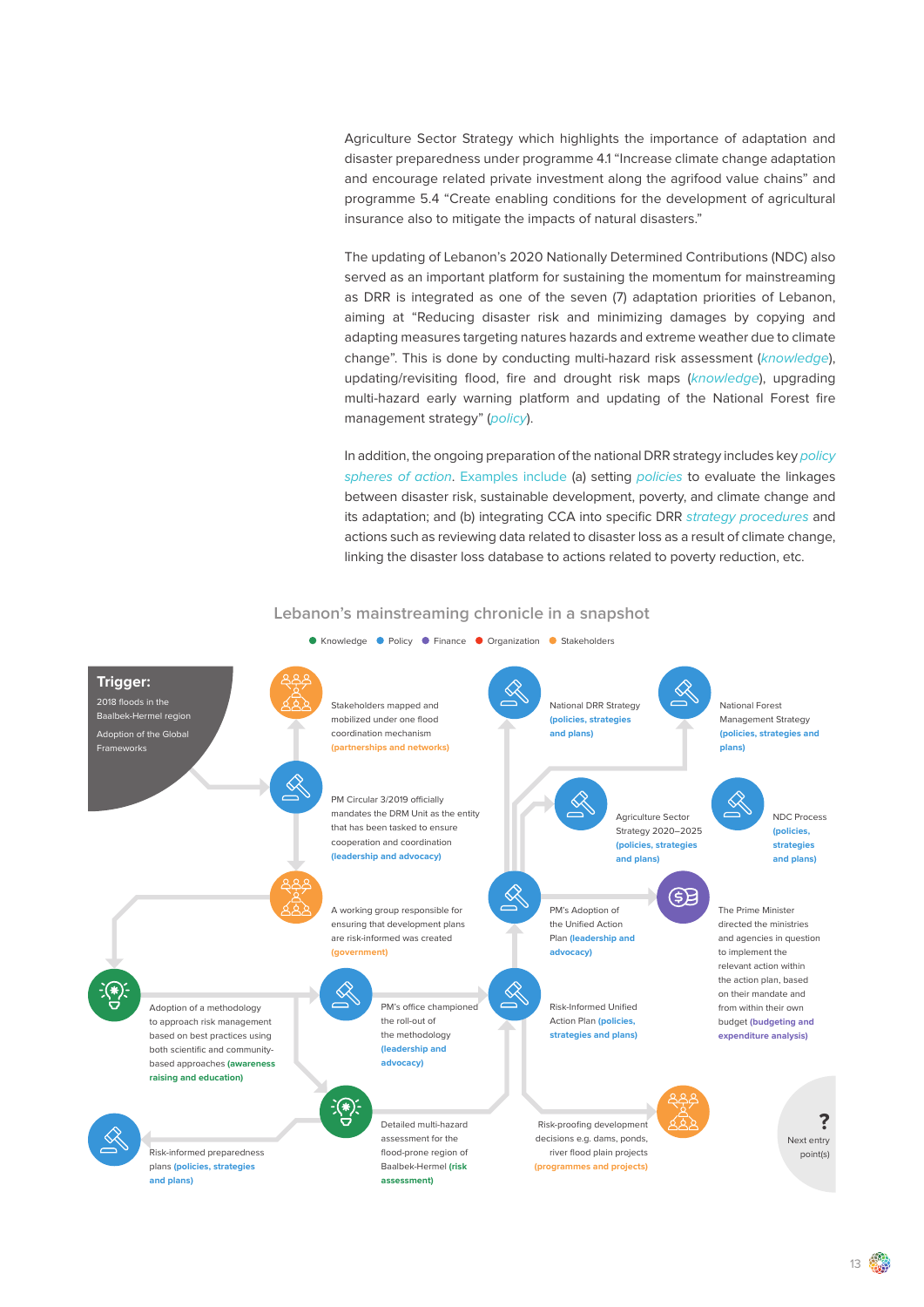Agriculture Sector Strategy which highlights the importance of adaptation and disaster preparedness under programme 4.1 “Increase climate change adaptation and encourage related private investment along the agrifood value chains” and programme 5.4 “Create enabling conditions for the development of agricultural insurance also to mitigate the impacts of natural disasters.”

The updating of Lebanon’s 2020 Nationally Determined Contributions (NDC) also served as an important platform for sustaining the momentum for mainstreaming as DRR is integrated as one of the seven (7) adaptation priorities of Lebanon, aiming at “Reducing disaster risk and minimizing damages by copying and adapting measures targeting natures hazards and extreme weather due to climate change”. This is done by conducting multi-hazard risk assessment (*knowledge*), updating/revisiting flood, fire and drought risk maps (*knowledge*), upgrading multi-hazard early warning platform and updating of the National Forest fire management strategy” (*policy*).

In addition, the ongoing preparation of the national DRR strategy includes key *policy spheres of action*. Examples include (a) setting *policies* to evaluate the linkages between disaster risk, sustainable development, poverty, and climate change and its adaptation; and (b) integrating CCA into specific DRR *strategy procedures* and actions such as reviewing data related to disaster loss as a result of climate change, linking the disaster loss database to actions related to poverty reduction, etc.

## Lebanon’s mainstreaming chronicle in a snapshot

Knowledge · Policy · Finance · Organization · Stakeholders

**Trigger:**
2018 floods in the Baalbek-Hermel region
Adoption of the Global Frameworks

Stakeholders mapped and mobilized under one flood coordination mechanism (partnerships and networks)

PM Circular 3/2019 officially mandates the DRM Unit as the entity that has been tasked to ensure cooperation and coordination (leadership and advocacy)

A working group responsible for ensuring that development plans are risk-informed was created (government)

Adoption of a methodology to approach risk management based on best practices using both scientific and community-based approaches (awareness raising and education)

PM’s office championed the roll-out of the methodology (leadership and advocacy)

Detailed multi-hazard assessment for the flood-prone region of Baalbek-Hermel (risk assessment)

Risk-informed preparedness plans (policies, strategies and plans)

National DRR Strategy (policies, strategies and plans)

National Forest Management Strategy (policies, strategies and plans)

Agriculture Sector Strategy 2020–2025 (policies, strategies and plans)

NDC Process (policies, strategies and plans)

PM’s Adoption of the Unified Action Plan (leadership and advocacy)

The Prime Minister directed the ministries and agencies in question to implement the relevant action within the action plan, based on their mandate and from within their own budget (budgeting and expenditure analysis)

Risk-Informed Unified Action Plan (policies, strategies and plans)

Risk-proofing development decisions e.g. dams, ponds, river flood plain projects (programmes and projects)

?
Next entry point(s)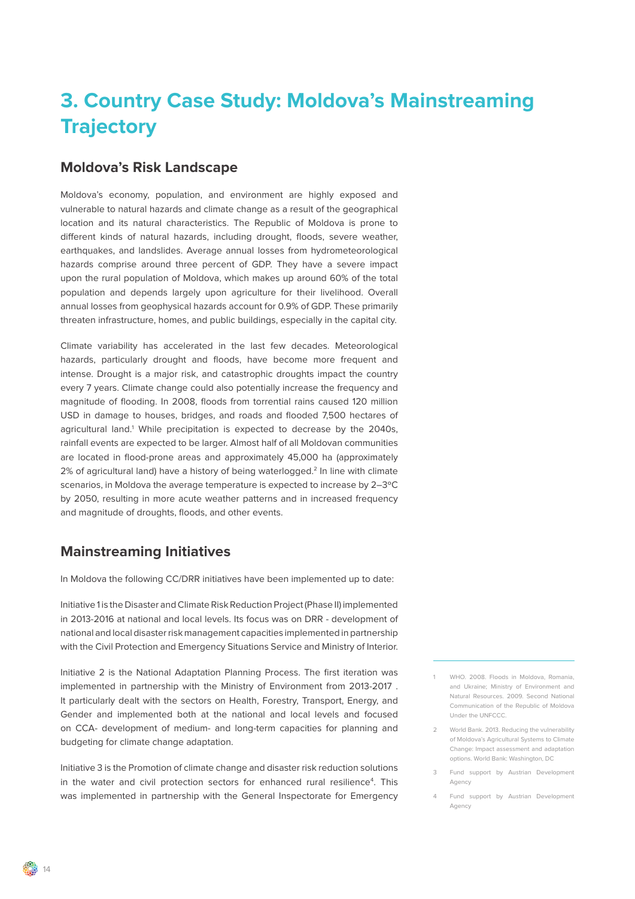# 3. Country Case Study: Moldova's Mainstreaming Trajectory

## Moldova's Risk Landscape

Moldova's economy, population, and environment are highly exposed and vulnerable to natural hazards and climate change as a result of the geographical location and its natural characteristics. The Republic of Moldova is prone to different kinds of natural hazards, including drought, floods, severe weather, earthquakes, and landslides. Average annual losses from hydrometeorological hazards comprise around three percent of GDP. They have a severe impact upon the rural population of Moldova, which makes up around 60% of the total population and depends largely upon agriculture for their livelihood. Overall annual losses from geophysical hazards account for 0.9% of GDP. These primarily threaten infrastructure, homes, and public buildings, especially in the capital city.

Climate variability has accelerated in the last few decades. Meteorological hazards, particularly drought and floods, have become more frequent and intense. Drought is a major risk, and catastrophic droughts impact the country every 7 years. Climate change could also potentially increase the frequency and magnitude of flooding. In 2008, floods from torrential rains caused 120 million USD in damage to houses, bridges, and roads and flooded 7,500 hectares of agricultural land.[1] While precipitation is expected to decrease by the 2040s, rainfall events are expected to be larger. Almost half of all Moldovan communities are located in flood-prone areas and approximately 45,000 ha (approximately 2% of agricultural land) have a history of being waterlogged.[2] In line with climate scenarios, in Moldova the average temperature is expected to increase by 2–3ºC by 2050, resulting in more acute weather patterns and in increased frequency and magnitude of droughts, floods, and other events.

## Mainstreaming Initiatives

In Moldova the following CC/DRR initiatives have been implemented up to date:

Initiative 1 is the Disaster and Climate Risk Reduction Project (Phase II) implemented in 2013-2016 at national and local levels. Its focus was on DRR - development of national and local disaster risk management capacities implemented in partnership with the Civil Protection and Emergency Situations Service and Ministry of Interior.

Initiative 2 is the National Adaptation Planning Process. The first iteration was implemented in partnership with the Ministry of Environment from 2013-2017 . It particularly dealt with the sectors on Health, Forestry, Transport, Energy, and Gender and implemented both at the national and local levels and focused on CCA- development of medium- and long-term capacities for planning and budgeting for climate change adaptation.

Initiative 3 is the Promotion of climate change and disaster risk reduction solutions in the water and civil protection sectors for enhanced rural resilience[4]. This was implemented in partnership with the General Inspectorate for Emergency

1 WHO. 2008. Floods in Moldova, Romania, and Ukraine; Ministry of Environment and Natural Resources. 2009. Second National Communication of the Republic of Moldova Under the UNFCCC.

2 World Bank. 2013. Reducing the vulnerability of Moldova's Agricultural Systems to Climate Change: Impact assessment and adaptation options. World Bank: Washington, DC

3 Fund support by Austrian Development Agency

4 Fund support by Austrian Development Agency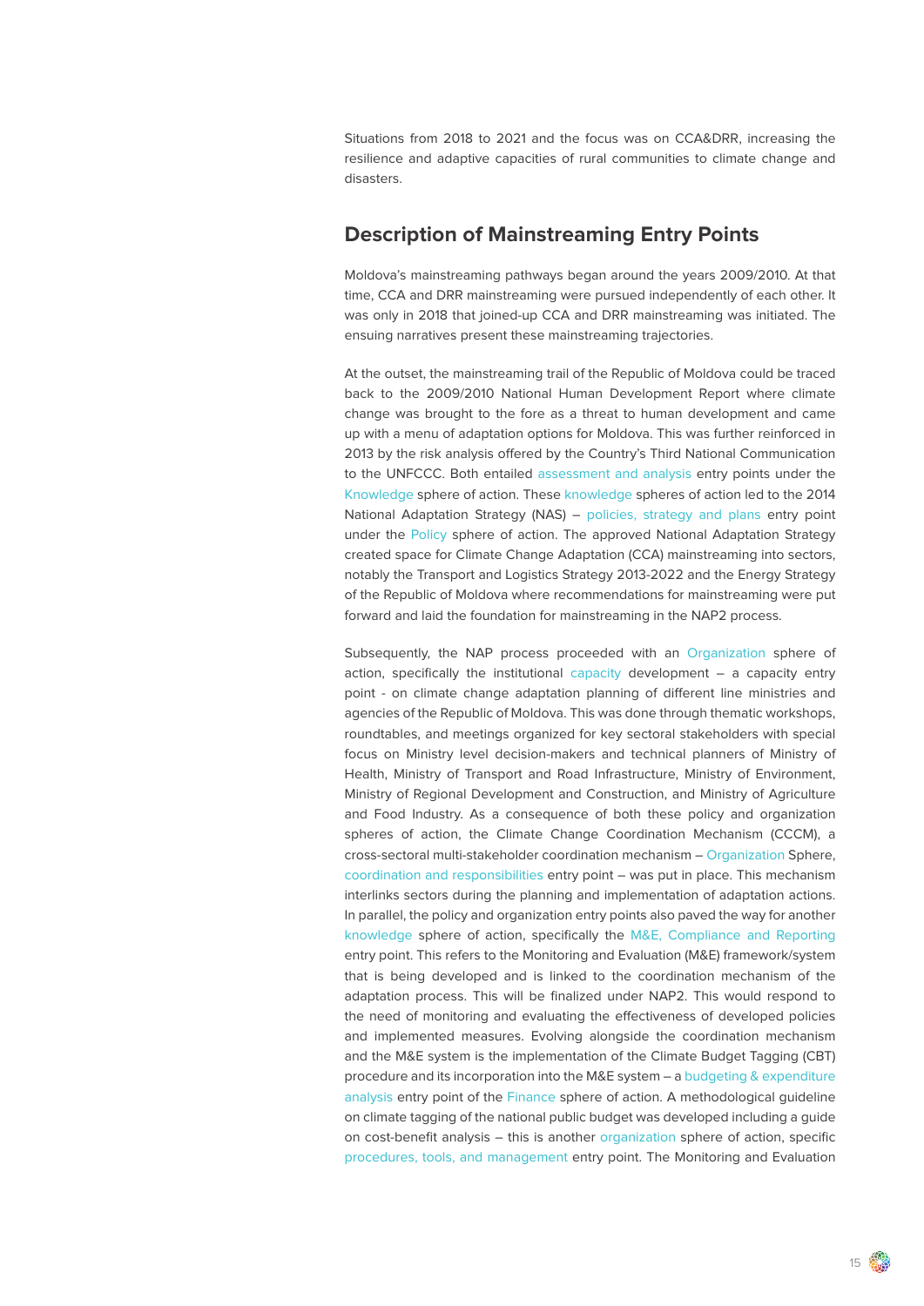Situations from 2018 to 2021 and the focus was on CCA&DRR, increasing the resilience and adaptive capacities of rural communities to climate change and disasters.

## Description of Mainstreaming Entry Points

Moldova's mainstreaming pathways began around the years 2009/2010. At that time, CCA and DRR mainstreaming were pursued independently of each other. It was only in 2018 that joined-up CCA and DRR mainstreaming was initiated. The ensuing narratives present these mainstreaming trajectories.

At the outset, the mainstreaming trail of the Republic of Moldova could be traced back to the 2009/2010 National Human Development Report where climate change was brought to the fore as a threat to human development and came up with a menu of adaptation options for Moldova. This was further reinforced in 2013 by the risk analysis offered by the Country's Third National Communication to the UNFCCC. Both entailed assessment and analysis entry points under the Knowledge sphere of action. These knowledge spheres of action led to the 2014 National Adaptation Strategy (NAS) – policies, strategy and plans entry point under the Policy sphere of action. The approved National Adaptation Strategy created space for Climate Change Adaptation (CCA) mainstreaming into sectors, notably the Transport and Logistics Strategy 2013-2022 and the Energy Strategy of the Republic of Moldova where recommendations for mainstreaming were put forward and laid the foundation for mainstreaming in the NAP2 process.

Subsequently, the NAP process proceeded with an Organization sphere of action, specifically the institutional capacity development – a capacity entry point - on climate change adaptation planning of different line ministries and agencies of the Republic of Moldova. This was done through thematic workshops, roundtables, and meetings organized for key sectoral stakeholders with special focus on Ministry level decision-makers and technical planners of Ministry of Health, Ministry of Transport and Road Infrastructure, Ministry of Environment, Ministry of Regional Development and Construction, and Ministry of Agriculture and Food Industry. As a consequence of both these policy and organization spheres of action, the Climate Change Coordination Mechanism (CCCM), a cross-sectoral multi-stakeholder coordination mechanism – Organization Sphere, coordination and responsibilities entry point – was put in place. This mechanism interlinks sectors during the planning and implementation of adaptation actions. In parallel, the policy and organization entry points also paved the way for another knowledge sphere of action, specifically the M&E, Compliance and Reporting entry point. This refers to the Monitoring and Evaluation (M&E) framework/system that is being developed and is linked to the coordination mechanism of the adaptation process. This will be finalized under NAP2. This would respond to the need of monitoring and evaluating the effectiveness of developed policies and implemented measures. Evolving alongside the coordination mechanism and the M&E system is the implementation of the Climate Budget Tagging (CBT) procedure and its incorporation into the M&E system – a budgeting & expenditure analysis entry point of the Finance sphere of action. A methodological guideline on climate tagging of the national public budget was developed including a guide on cost-benefit analysis – this is another organization sphere of action, specific procedures, tools, and management entry point. The Monitoring and Evaluation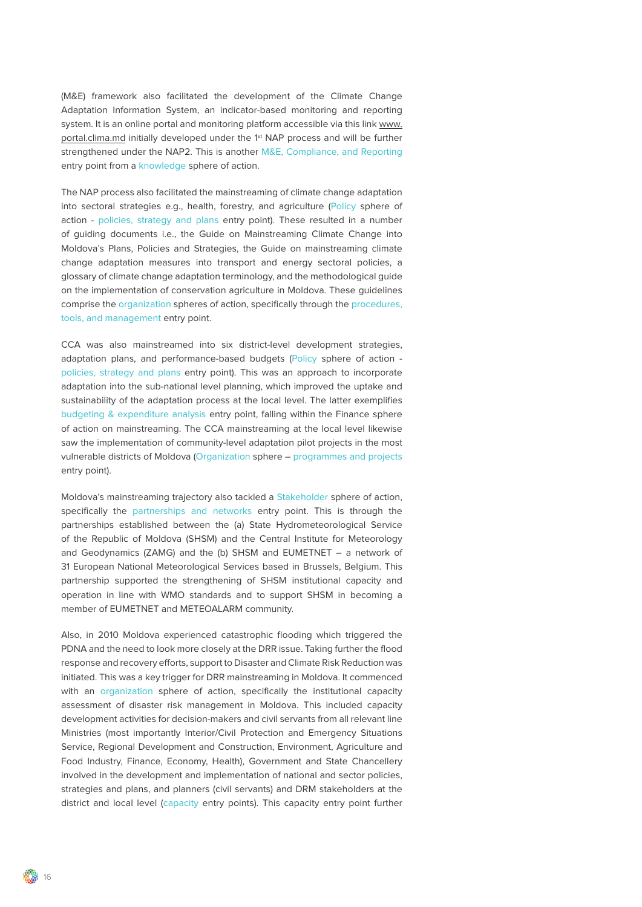(M&E) framework also facilitated the development of the Climate Change Adaptation Information System, an indicator-based monitoring and reporting system. It is an online portal and monitoring platform accessible via this link www.portal.clima.md initially developed under the 1st NAP process and will be further strengthened under the NAP2. This is another M&E, Compliance, and Reporting entry point from a knowledge sphere of action.

The NAP process also facilitated the mainstreaming of climate change adaptation into sectoral strategies e.g., health, forestry, and agriculture (Policy sphere of action - policies, strategy and plans entry point). These resulted in a number of guiding documents i.e., the Guide on Mainstreaming Climate Change into Moldova's Plans, Policies and Strategies, the Guide on mainstreaming climate change adaptation measures into transport and energy sectoral policies, a glossary of climate change adaptation terminology, and the methodological guide on the implementation of conservation agriculture in Moldova. These guidelines comprise the organization spheres of action, specifically through the procedures, tools, and management entry point.

CCA was also mainstreamed into six district-level development strategies, adaptation plans, and performance-based budgets (Policy sphere of action - policies, strategy and plans entry point). This was an approach to incorporate adaptation into the sub-national level planning, which improved the uptake and sustainability of the adaptation process at the local level. The latter exemplifies budgeting & expenditure analysis entry point, falling within the Finance sphere of action on mainstreaming. The CCA mainstreaming at the local level likewise saw the implementation of community-level adaptation pilot projects in the most vulnerable districts of Moldova (Organization sphere – programmes and projects entry point).

Moldova's mainstreaming trajectory also tackled a Stakeholder sphere of action, specifically the partnerships and networks entry point. This is through the partnerships established between the (a) State Hydrometeorological Service of the Republic of Moldova (SHSM) and the Central Institute for Meteorology and Geodynamics (ZAMG) and the (b) SHSM and EUMETNET – a network of 31 European National Meteorological Services based in Brussels, Belgium. This partnership supported the strengthening of SHSM institutional capacity and operation in line with WMO standards and to support SHSM in becoming a member of EUMETNET and METEOALARM community.

Also, in 2010 Moldova experienced catastrophic flooding which triggered the PDNA and the need to look more closely at the DRR issue. Taking further the flood response and recovery efforts, support to Disaster and Climate Risk Reduction was initiated. This was a key trigger for DRR mainstreaming in Moldova. It commenced with an organization sphere of action, specifically the institutional capacity assessment of disaster risk management in Moldova. This included capacity development activities for decision-makers and civil servants from all relevant line Ministries (most importantly Interior/Civil Protection and Emergency Situations Service, Regional Development and Construction, Environment, Agriculture and Food Industry, Finance, Economy, Health), Government and State Chancellery involved in the development and implementation of national and sector policies, strategies and plans, and planners (civil servants) and DRM stakeholders at the district and local level (capacity entry points). This capacity entry point further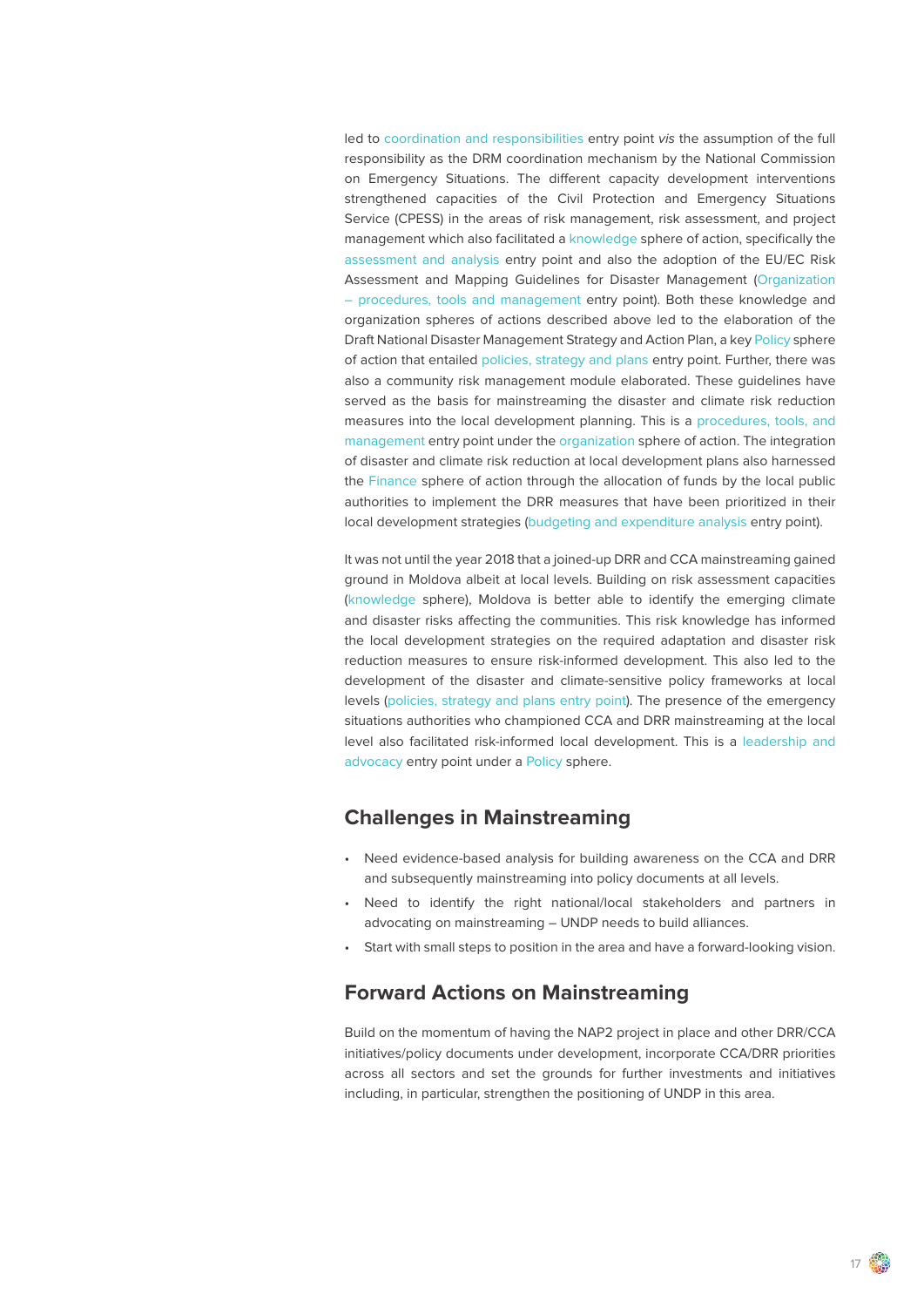led to coordination and responsibilities entry point *vis* the assumption of the full responsibility as the DRM coordination mechanism by the National Commission on Emergency Situations. The different capacity development interventions strengthened capacities of the Civil Protection and Emergency Situations Service (CPESS) in the areas of risk management, risk assessment, and project management which also facilitated a knowledge sphere of action, specifically the assessment and analysis entry point and also the adoption of the EU/EC Risk Assessment and Mapping Guidelines for Disaster Management (Organization – procedures, tools and management entry point). Both these knowledge and organization spheres of actions described above led to the elaboration of the Draft National Disaster Management Strategy and Action Plan, a key Policy sphere of action that entailed policies, strategy and plans entry point. Further, there was also a community risk management module elaborated. These guidelines have served as the basis for mainstreaming the disaster and climate risk reduction measures into the local development planning. This is a procedures, tools, and management entry point under the organization sphere of action. The integration of disaster and climate risk reduction at local development plans also harnessed the Finance sphere of action through the allocation of funds by the local public authorities to implement the DRR measures that have been prioritized in their local development strategies (budgeting and expenditure analysis entry point).

It was not until the year 2018 that a joined-up DRR and CCA mainstreaming gained ground in Moldova albeit at local levels. Building on risk assessment capacities (knowledge sphere), Moldova is better able to identify the emerging climate and disaster risks affecting the communities. This risk knowledge has informed the local development strategies on the required adaptation and disaster risk reduction measures to ensure risk-informed development. This also led to the development of the disaster and climate-sensitive policy frameworks at local levels (policies, strategy and plans entry point). The presence of the emergency situations authorities who championed CCA and DRR mainstreaming at the local level also facilitated risk-informed local development. This is a leadership and advocacy entry point under a Policy sphere.

## Challenges in Mainstreaming

- Need evidence-based analysis for building awareness on the CCA and DRR and subsequently mainstreaming into policy documents at all levels.
- Need to identify the right national/local stakeholders and partners in advocating on mainstreaming – UNDP needs to build alliances.
- Start with small steps to position in the area and have a forward-looking vision.

## Forward Actions on Mainstreaming

Build on the momentum of having the NAP2 project in place and other DRR/CCA initiatives/policy documents under development, incorporate CCA/DRR priorities across all sectors and set the grounds for further investments and initiatives including, in particular, strengthen the positioning of UNDP in this area.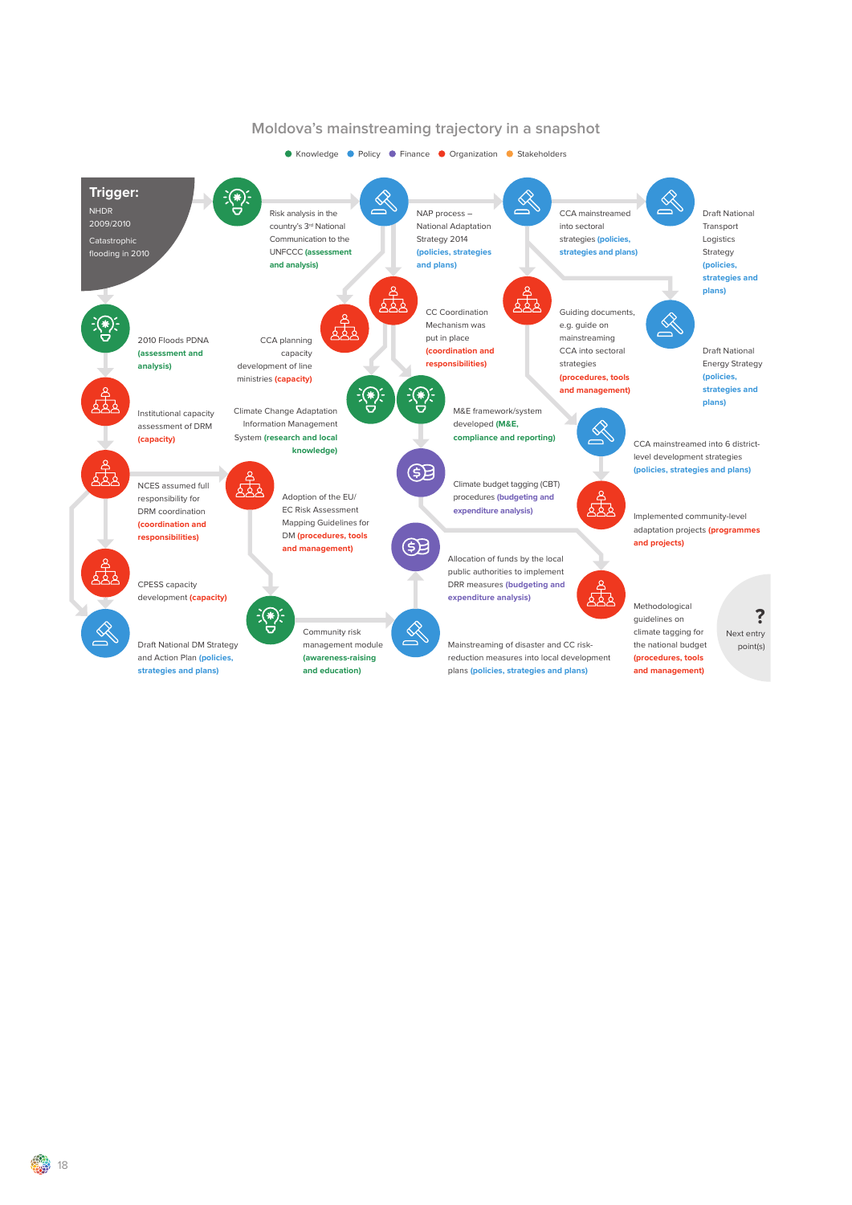## Moldova's mainstreaming trajectory in a snapshot

Knowledge · Policy · Finance · Organization · Stakeholders

**Trigger:**
NHDR 2009/2010
Catastrophic flooding in 2010

Risk analysis in the country's 3rd National Communication to the UNFCCC **(assessment and analysis)**

NAP process – National Adaptation Strategy 2014 **(policies, strategies and plans)**

CCA mainstreamed into sectoral strategies **(policies, strategies and plans)**

Draft National Transport Logistics Strategy **(policies, strategies and plans)**

CC Coordination Mechanism was put in place **(coordination and responsibilities)**

Guiding documents, e.g. guide on mainstreaming CCA into sectoral strategies **(procedures, tools and management)**

Draft National Energy Strategy **(policies, strategies and plans)**

2010 Floods PDNA **(assessment and analysis)**

CCA planning capacity development of line ministries **(capacity)**

Institutional capacity assessment of DRM **(capacity)**

Climate Change Adaptation Information Management System **(research and local knowledge)**

M&E framework/system developed **(M&E, compliance and reporting)**

CCA mainstreamed into 6 district-level development strategies **(policies, strategies and plans)**

NCES assumed full responsibility for DRM coordination **(coordination and responsibilities)**

Adoption of the EU/EC Risk Assessment Mapping Guidelines for DM **(procedures, tools and management)**

Climate budget tagging (CBT) procedures **(budgeting and expenditure analysis)**

Implemented community-level adaptation projects **(programmes and projects)**

CPESS capacity development **(capacity)**

Allocation of funds by the local public authorities to implement DRR measures **(budgeting and expenditure analysis)**

Methodological guidelines on climate tagging for the national budget **(procedures, tools and management)**

Draft National DM Strategy and Action Plan **(policies, strategies and plans)**

Community risk management module **(awareness-raising and education)**

Mainstreaming of disaster and CC risk-reduction measures into local development plans **(policies, strategies and plans)**

? Next entry point(s)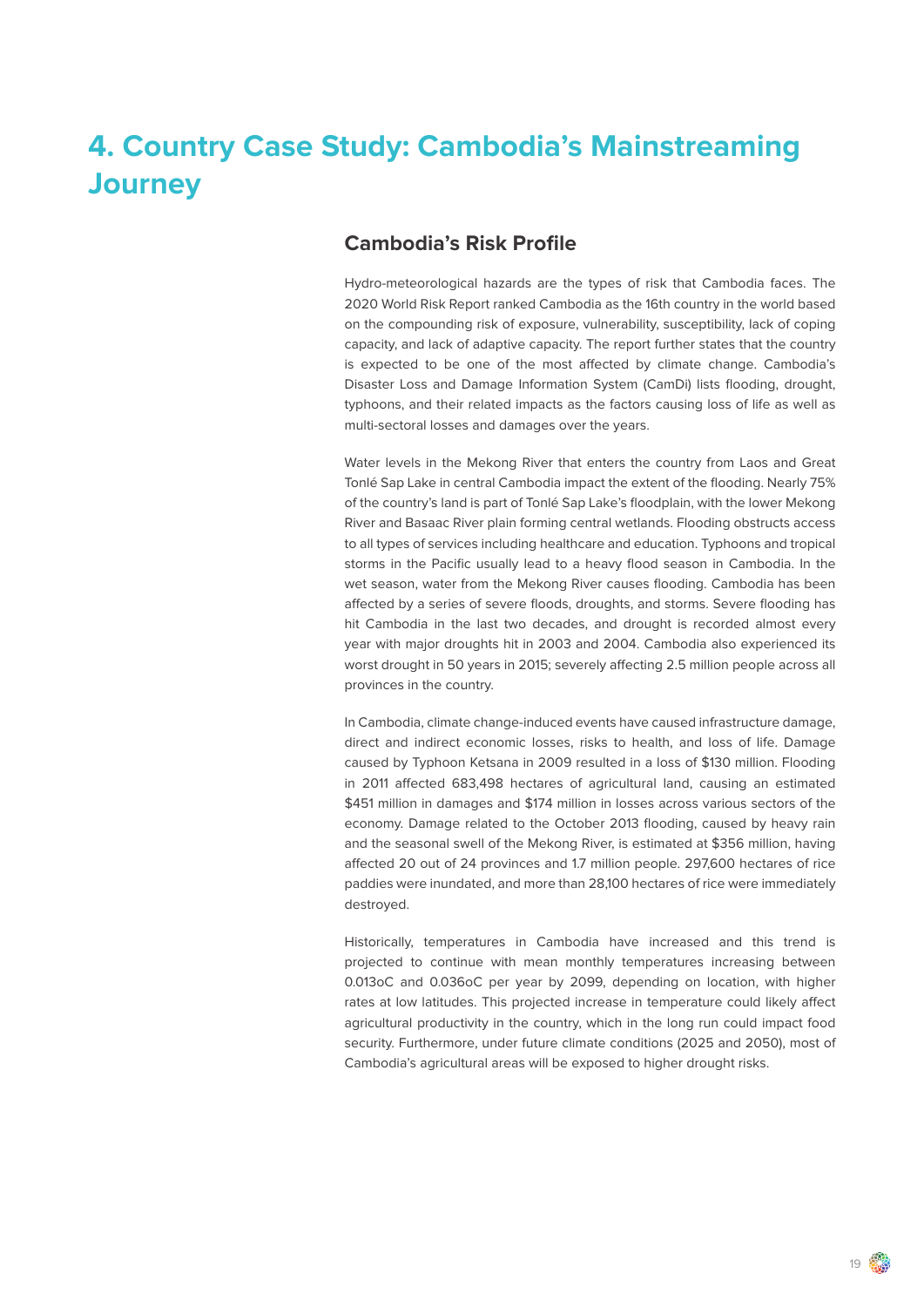# 4. Country Case Study: Cambodia's Mainstreaming Journey

## Cambodia's Risk Profile

Hydro-meteorological hazards are the types of risk that Cambodia faces. The 2020 World Risk Report ranked Cambodia as the 16th country in the world based on the compounding risk of exposure, vulnerability, susceptibility, lack of coping capacity, and lack of adaptive capacity. The report further states that the country is expected to be one of the most affected by climate change. Cambodia's Disaster Loss and Damage Information System (CamDi) lists flooding, drought, typhoons, and their related impacts as the factors causing loss of life as well as multi-sectoral losses and damages over the years.

Water levels in the Mekong River that enters the country from Laos and Great Tonlé Sap Lake in central Cambodia impact the extent of the flooding. Nearly 75% of the country's land is part of Tonlé Sap Lake's floodplain, with the lower Mekong River and Basaac River plain forming central wetlands. Flooding obstructs access to all types of services including healthcare and education. Typhoons and tropical storms in the Pacific usually lead to a heavy flood season in Cambodia. In the wet season, water from the Mekong River causes flooding. Cambodia has been affected by a series of severe floods, droughts, and storms. Severe flooding has hit Cambodia in the last two decades, and drought is recorded almost every year with major droughts hit in 2003 and 2004. Cambodia also experienced its worst drought in 50 years in 2015; severely affecting 2.5 million people across all provinces in the country.

In Cambodia, climate change-induced events have caused infrastructure damage, direct and indirect economic losses, risks to health, and loss of life. Damage caused by Typhoon Ketsana in 2009 resulted in a loss of $130 million. Flooding in 2011 affected 683,498 hectares of agricultural land, causing an estimated $451 million in damages and $174 million in losses across various sectors of the economy. Damage related to the October 2013 flooding, caused by heavy rain and the seasonal swell of the Mekong River, is estimated at $356 million, having affected 20 out of 24 provinces and 1.7 million people. 297,600 hectares of rice paddies were inundated, and more than 28,100 hectares of rice were immediately destroyed.

Historically, temperatures in Cambodia have increased and this trend is projected to continue with mean monthly temperatures increasing between 0.013oC and 0.036oC per year by 2099, depending on location, with higher rates at low latitudes. This projected increase in temperature could likely affect agricultural productivity in the country, which in the long run could impact food security. Furthermore, under future climate conditions (2025 and 2050), most of Cambodia's agricultural areas will be exposed to higher drought risks.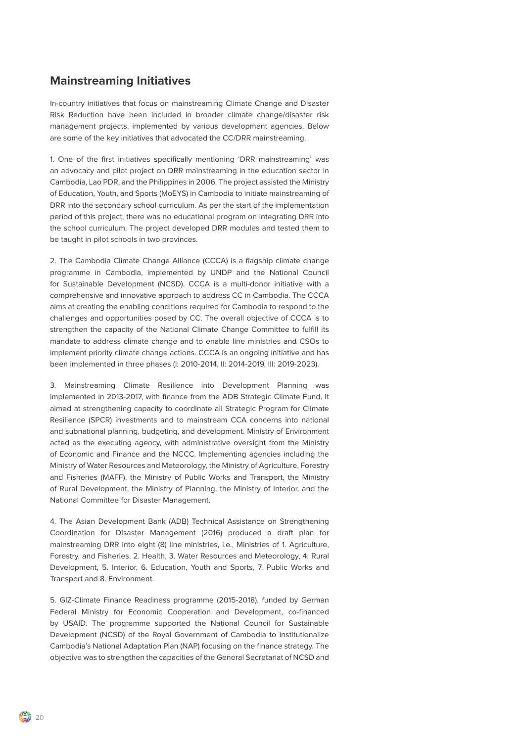## Mainstreaming Initiatives

In-country initiatives that focus on mainstreaming Climate Change and Disaster Risk Reduction have been included in broader climate change/disaster risk management projects, implemented by various development agencies. Below are some of the key initiatives that advocated the CC/DRR mainstreaming.

1. One of the first initiatives specifically mentioning 'DRR mainstreaming' was an advocacy and pilot project on DRR mainstreaming in the education sector in Cambodia, Lao PDR, and the Philippines in 2006. The project assisted the Ministry of Education, Youth, and Sports (MoEYS) in Cambodia to initiate mainstreaming of DRR into the secondary school curriculum. As per the start of the implementation period of this project, there was no educational program on integrating DRR into the school curriculum. The project developed DRR modules and tested them to be taught in pilot schools in two provinces.

2. The Cambodia Climate Change Alliance (CCCA) is a flagship climate change programme in Cambodia, implemented by UNDP and the National Council for Sustainable Development (NCSD). CCCA is a multi-donor initiative with a comprehensive and innovative approach to address CC in Cambodia. The CCCA aims at creating the enabling conditions required for Cambodia to respond to the challenges and opportunities posed by CC. The overall objective of CCCA is to strengthen the capacity of the National Climate Change Committee to fulfill its mandate to address climate change and to enable line ministries and CSOs to implement priority climate change actions. CCCA is an ongoing initiative and has been implemented in three phases (I: 2010-2014, II: 2014-2019, III: 2019-2023).

3. Mainstreaming Climate Resilience into Development Planning was implemented in 2013-2017, with finance from the ADB Strategic Climate Fund. It aimed at strengthening capacity to coordinate all Strategic Program for Climate Resilience (SPCR) investments and to mainstream CCA concerns into national and subnational planning, budgeting, and development. Ministry of Environment acted as the executing agency, with administrative oversight from the Ministry of Economic and Finance and the NCCC. Implementing agencies including the Ministry of Water Resources and Meteorology, the Ministry of Agriculture, Forestry and Fisheries (MAFF), the Ministry of Public Works and Transport, the Ministry of Rural Development, the Ministry of Planning, the Ministry of Interior, and the National Committee for Disaster Management.

4. The Asian Development Bank (ADB) Technical Assistance on Strengthening Coordination for Disaster Management (2016) produced a draft plan for mainstreaming DRR into eight (8) line ministries, i.e., Ministries of 1. Agriculture, Forestry, and Fisheries, 2. Health, 3. Water Resources and Meteorology, 4. Rural Development, 5. Interior, 6. Education, Youth and Sports, 7. Public Works and Transport and 8. Environment.

5. GIZ-Climate Finance Readiness programme (2015-2018), funded by German Federal Ministry for Economic Cooperation and Development, co-financed by USAID. The programme supported the National Council for Sustainable Development (NCSD) of the Royal Government of Cambodia to institutionalize Cambodia's National Adaptation Plan (NAP) focusing on the finance strategy. The objective was to strengthen the capacities of the General Secretariat of NCSD and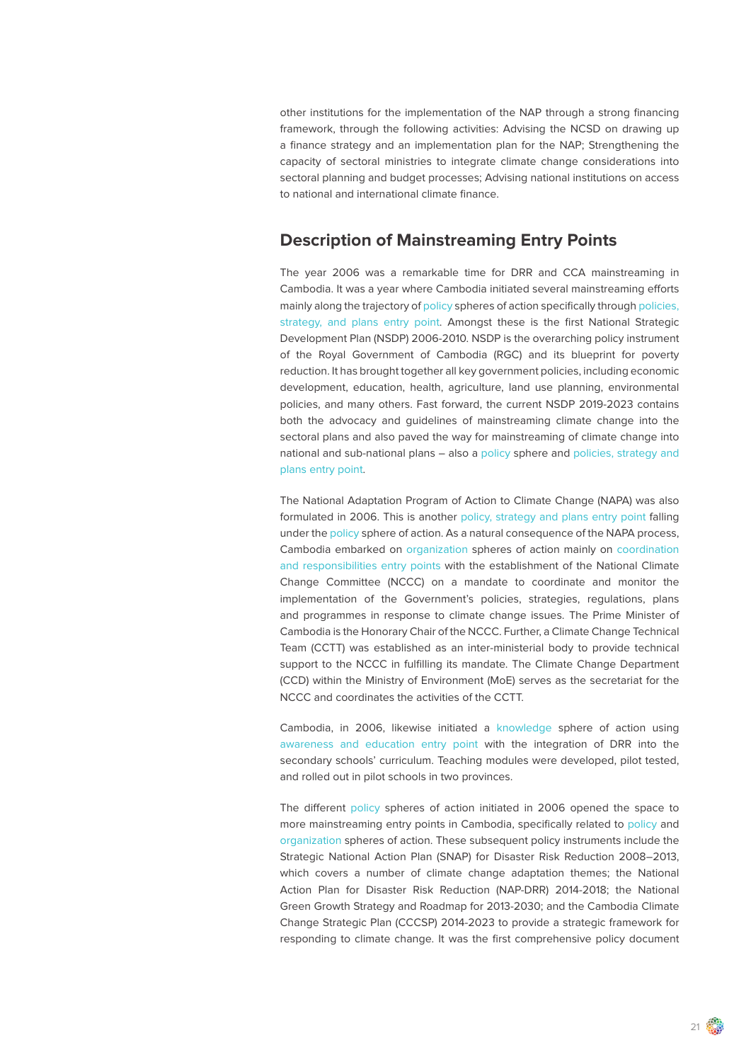other institutions for the implementation of the NAP through a strong financing framework, through the following activities: Advising the NCSD on drawing up a finance strategy and an implementation plan for the NAP; Strengthening the capacity of sectoral ministries to integrate climate change considerations into sectoral planning and budget processes; Advising national institutions on access to national and international climate finance.

## Description of Mainstreaming Entry Points

The year 2006 was a remarkable time for DRR and CCA mainstreaming in Cambodia. It was a year where Cambodia initiated several mainstreaming efforts mainly along the trajectory of policy spheres of action specifically through policies, strategy, and plans entry point. Amongst these is the first National Strategic Development Plan (NSDP) 2006-2010. NSDP is the overarching policy instrument of the Royal Government of Cambodia (RGC) and its blueprint for poverty reduction. It has brought together all key government policies, including economic development, education, health, agriculture, land use planning, environmental policies, and many others. Fast forward, the current NSDP 2019-2023 contains both the advocacy and guidelines of mainstreaming climate change into the sectoral plans and also paved the way for mainstreaming of climate change into national and sub-national plans – also a policy sphere and policies, strategy and plans entry point.

The National Adaptation Program of Action to Climate Change (NAPA) was also formulated in 2006. This is another policy, strategy and plans entry point falling under the policy sphere of action. As a natural consequence of the NAPA process, Cambodia embarked on organization spheres of action mainly on coordination and responsibilities entry points with the establishment of the National Climate Change Committee (NCCC) on a mandate to coordinate and monitor the implementation of the Government's policies, strategies, regulations, plans and programmes in response to climate change issues. The Prime Minister of Cambodia is the Honorary Chair of the NCCC. Further, a Climate Change Technical Team (CCTT) was established as an inter-ministerial body to provide technical support to the NCCC in fulfilling its mandate. The Climate Change Department (CCD) within the Ministry of Environment (MoE) serves as the secretariat for the NCCC and coordinates the activities of the CCTT.

Cambodia, in 2006, likewise initiated a knowledge sphere of action using awareness and education entry point with the integration of DRR into the secondary schools' curriculum. Teaching modules were developed, pilot tested, and rolled out in pilot schools in two provinces.

The different policy spheres of action initiated in 2006 opened the space to more mainstreaming entry points in Cambodia, specifically related to policy and organization spheres of action. These subsequent policy instruments include the Strategic National Action Plan (SNAP) for Disaster Risk Reduction 2008–2013, which covers a number of climate change adaptation themes; the National Action Plan for Disaster Risk Reduction (NAP-DRR) 2014-2018; the National Green Growth Strategy and Roadmap for 2013-2030; and the Cambodia Climate Change Strategic Plan (CCCSP) 2014-2023 to provide a strategic framework for responding to climate change. It was the first comprehensive policy document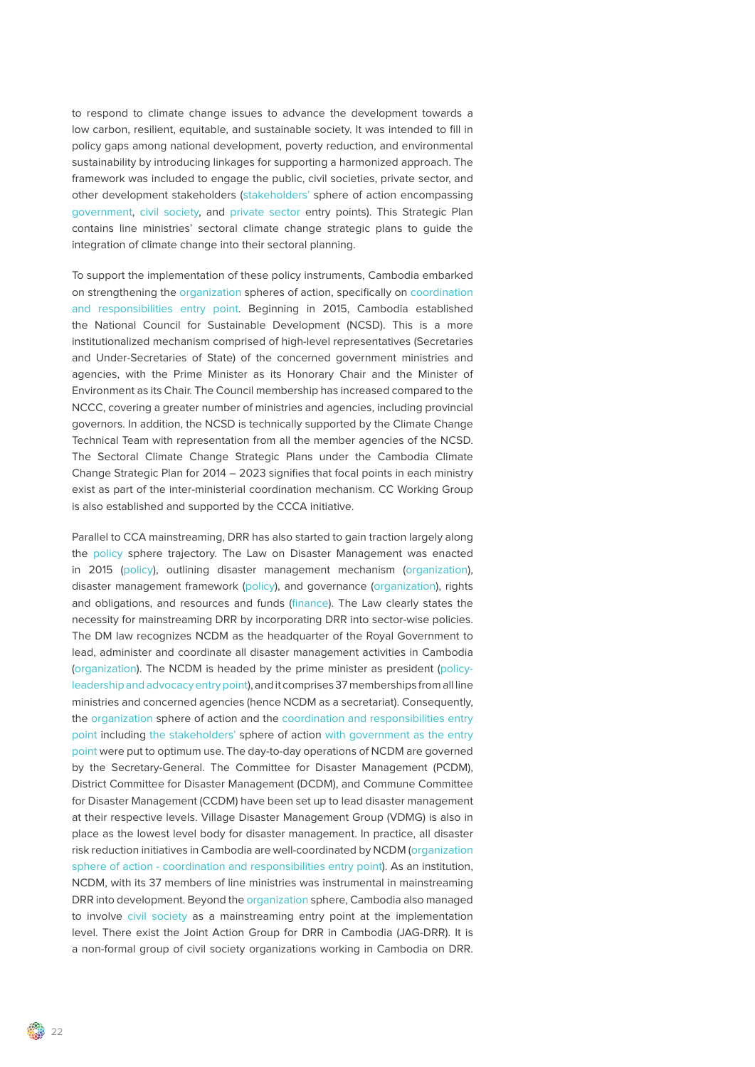to respond to climate change issues to advance the development towards a low carbon, resilient, equitable, and sustainable society. It was intended to fill in policy gaps among national development, poverty reduction, and environmental sustainability by introducing linkages for supporting a harmonized approach. The framework was included to engage the public, civil societies, private sector, and other development stakeholders (stakeholders' sphere of action encompassing government, civil society, and private sector entry points). This Strategic Plan contains line ministries' sectoral climate change strategic plans to guide the integration of climate change into their sectoral planning.

To support the implementation of these policy instruments, Cambodia embarked on strengthening the organization spheres of action, specifically on coordination and responsibilities entry point. Beginning in 2015, Cambodia established the National Council for Sustainable Development (NCSD). This is a more institutionalized mechanism comprised of high-level representatives (Secretaries and Under-Secretaries of State) of the concerned government ministries and agencies, with the Prime Minister as its Honorary Chair and the Minister of Environment as its Chair. The Council membership has increased compared to the NCCC, covering a greater number of ministries and agencies, including provincial governors. In addition, the NCSD is technically supported by the Climate Change Technical Team with representation from all the member agencies of the NCSD. The Sectoral Climate Change Strategic Plans under the Cambodia Climate Change Strategic Plan for 2014 – 2023 signifies that focal points in each ministry exist as part of the inter-ministerial coordination mechanism. CC Working Group is also established and supported by the CCCA initiative.

Parallel to CCA mainstreaming, DRR has also started to gain traction largely along the policy sphere trajectory. The Law on Disaster Management was enacted in 2015 (policy), outlining disaster management mechanism (organization), disaster management framework (policy), and governance (organization), rights and obligations, and resources and funds (finance). The Law clearly states the necessity for mainstreaming DRR by incorporating DRR into sector-wise policies. The DM law recognizes NCDM as the headquarter of the Royal Government to lead, administer and coordinate all disaster management activities in Cambodia (organization). The NCDM is headed by the prime minister as president (policy-leadership and advocacy entry point), and it comprises 37 memberships from all line ministries and concerned agencies (hence NCDM as a secretariat). Consequently, the organization sphere of action and the coordination and responsibilities entry point including the stakeholders' sphere of action with government as the entry point were put to optimum use. The day-to-day operations of NCDM are governed by the Secretary-General. The Committee for Disaster Management (PCDM), District Committee for Disaster Management (DCDM), and Commune Committee for Disaster Management (CCDM) have been set up to lead disaster management at their respective levels. Village Disaster Management Group (VDMG) is also in place as the lowest level body for disaster management. In practice, all disaster risk reduction initiatives in Cambodia are well-coordinated by NCDM (organization sphere of action - coordination and responsibilities entry point). As an institution, NCDM, with its 37 members of line ministries was instrumental in mainstreaming DRR into development. Beyond the organization sphere, Cambodia also managed to involve civil society as a mainstreaming entry point at the implementation level. There exist the Joint Action Group for DRR in Cambodia (JAG-DRR). It is a non-formal group of civil society organizations working in Cambodia on DRR.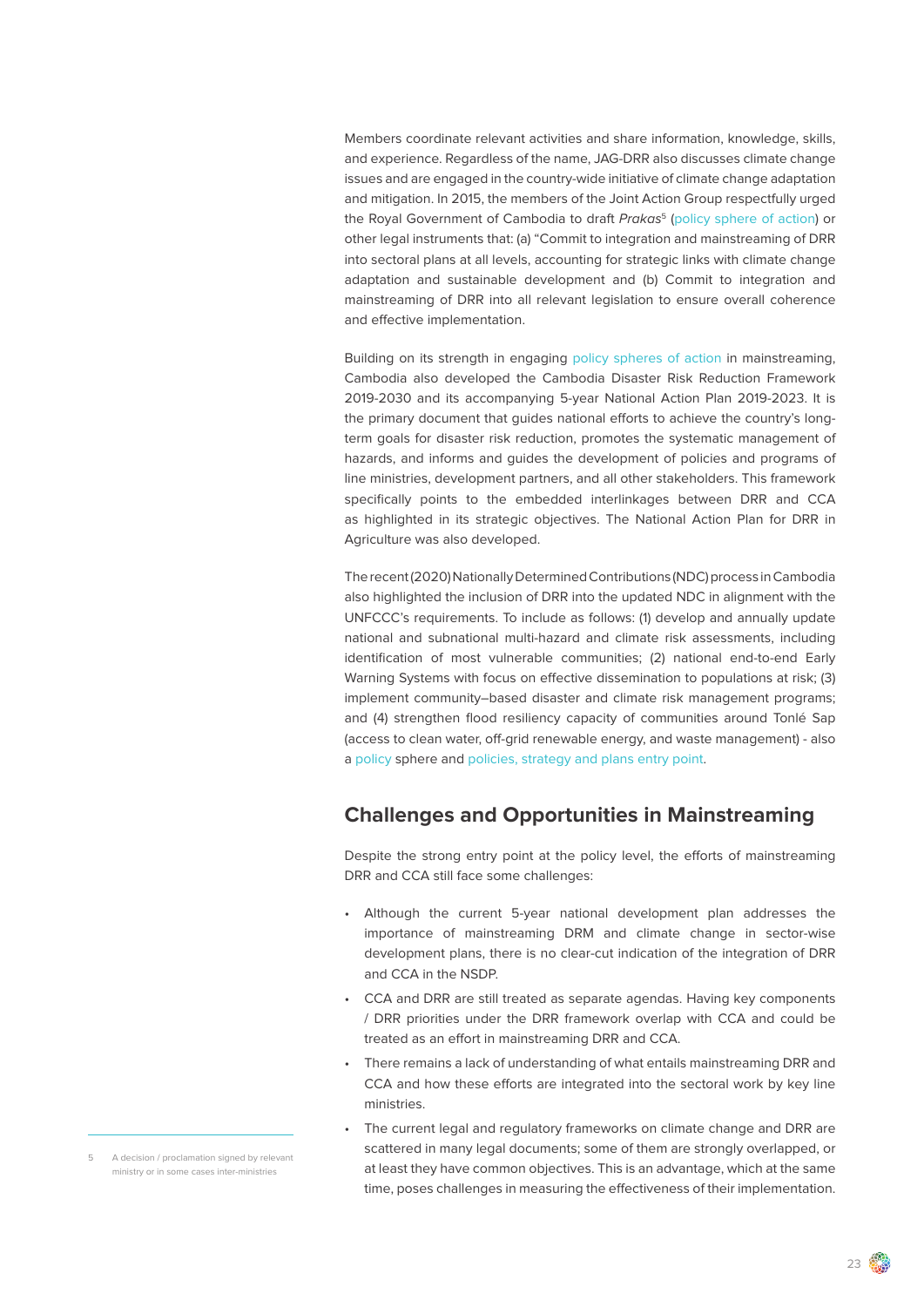Members coordinate relevant activities and share information, knowledge, skills, and experience. Regardless of the name, JAG-DRR also discusses climate change issues and are engaged in the country-wide initiative of climate change adaptation and mitigation. In 2015, the members of the Joint Action Group respectfully urged the Royal Government of Cambodia to draft *Prakas*[5] (policy sphere of action) or other legal instruments that: (a) "Commit to integration and mainstreaming of DRR into sectoral plans at all levels, accounting for strategic links with climate change adaptation and sustainable development and (b) Commit to integration and mainstreaming of DRR into all relevant legislation to ensure overall coherence and effective implementation.

Building on its strength in engaging policy spheres of action in mainstreaming, Cambodia also developed the Cambodia Disaster Risk Reduction Framework 2019-2030 and its accompanying 5-year National Action Plan 2019-2023. It is the primary document that guides national efforts to achieve the country's long-term goals for disaster risk reduction, promotes the systematic management of hazards, and informs and guides the development of policies and programs of line ministries, development partners, and all other stakeholders. This framework specifically points to the embedded interlinkages between DRR and CCA as highlighted in its strategic objectives. The National Action Plan for DRR in Agriculture was also developed.

The recent (2020) Nationally Determined Contributions (NDC) process in Cambodia also highlighted the inclusion of DRR into the updated NDC in alignment with the UNFCCC's requirements. To include as follows: (1) develop and annually update national and subnational multi-hazard and climate risk assessments, including identification of most vulnerable communities; (2) national end-to-end Early Warning Systems with focus on effective dissemination to populations at risk; (3) implement community–based disaster and climate risk management programs; and (4) strengthen flood resiliency capacity of communities around Tonlé Sap (access to clean water, off-grid renewable energy, and waste management) - also a policy sphere and policies, strategy and plans entry point.

## Challenges and Opportunities in Mainstreaming

Despite the strong entry point at the policy level, the efforts of mainstreaming DRR and CCA still face some challenges:

- Although the current 5-year national development plan addresses the importance of mainstreaming DRM and climate change in sector-wise development plans, there is no clear-cut indication of the integration of DRR and CCA in the NSDP.
- CCA and DRR are still treated as separate agendas. Having key components / DRR priorities under the DRR framework overlap with CCA and could be treated as an effort in mainstreaming DRR and CCA.
- There remains a lack of understanding of what entails mainstreaming DRR and CCA and how these efforts are integrated into the sectoral work by key line ministries.
- The current legal and regulatory frameworks on climate change and DRR are scattered in many legal documents; some of them are strongly overlapped, or at least they have common objectives. This is an advantage, which at the same time, poses challenges in measuring the effectiveness of their implementation.

[5] A decision / proclamation signed by relevant ministry or in some cases inter-ministries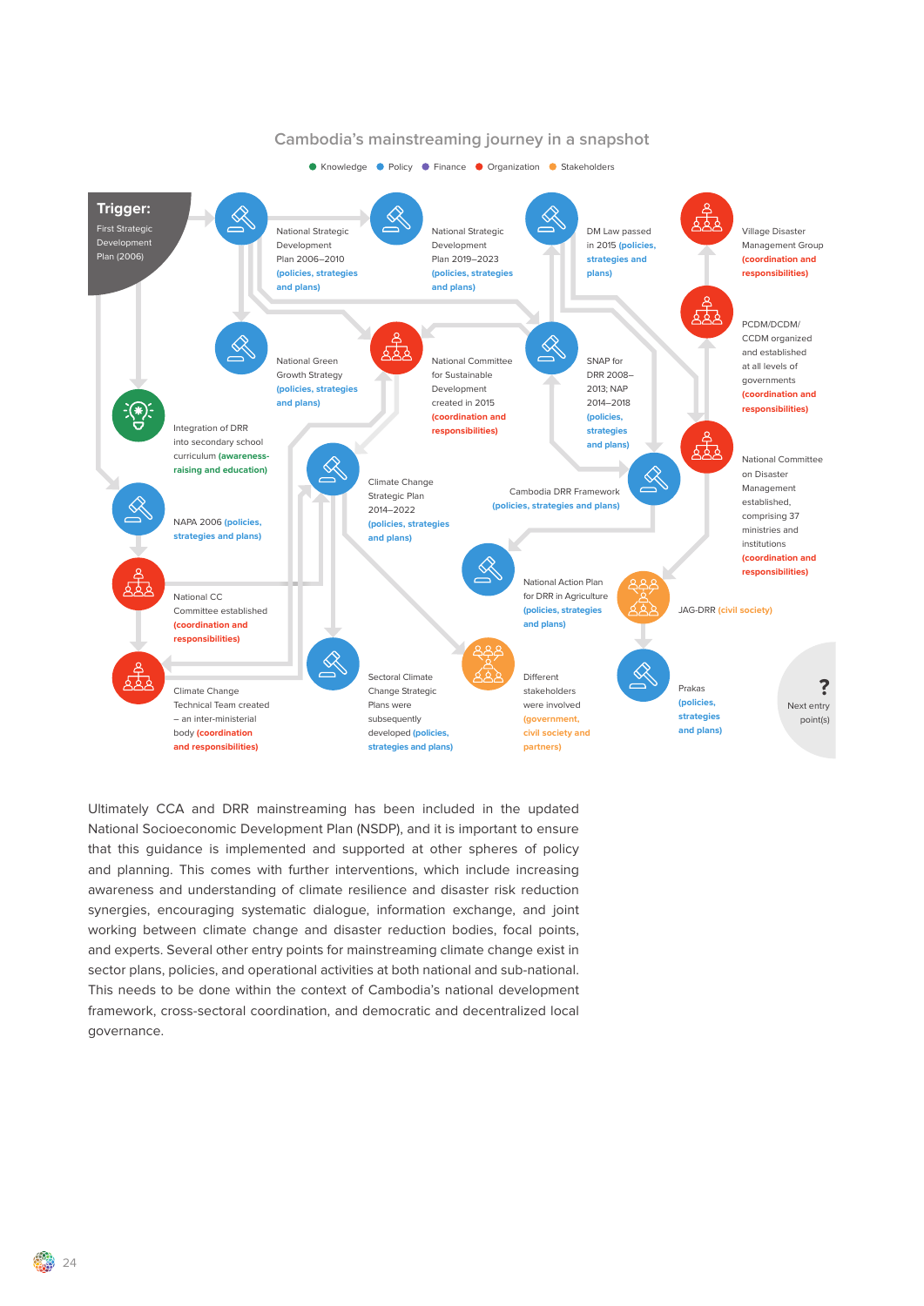## Cambodia's mainstreaming journey in a snapshot

Knowledge · Policy · Finance · Organization · Stakeholders

**Trigger:**
First Strategic Development Plan (2006)

National Strategic Development Plan 2006–2010 (policies, strategies and plans)

National Strategic Development Plan 2019–2023 (policies, strategies and plans)

DM Law passed in 2015 (policies, strategies and plans)

Village Disaster Management Group (coordination and responsibilities)

National Green Growth Strategy (policies, strategies and plans)

National Committee for Sustainable Development created in 2015 (coordination and responsibilities)

SNAP for DRR 2008–2013; NAP 2014–2018 (policies, strategies and plans)

PCDM/DCDM/CCDM organized and established at all levels of governments (coordination and responsibilities)

Integration of DRR into secondary school curriculum (awareness-raising and education)

Climate Change Strategic Plan 2014–2022 (policies, strategies and plans)

Cambodia DRR Framework (policies, strategies and plans)

National Committee on Disaster Management established, comprising 37 ministries and institutions (coordination and responsibilities)

NAPA 2006 (policies, strategies and plans)

National Action Plan for DRR in Agriculture (policies, strategies and plans)

JAG-DRR (civil society)

National CC Committee established (coordination and responsibilities)

Climate Change Technical Team created – an inter-ministerial body (coordination and responsibilities)

Sectoral Climate Change Strategic Plans were subsequently developed (policies, strategies and plans)

Different stakeholders were involved (government, civil society and partners)

Prakas (policies, strategies and plans)

? Next entry point(s)

Ultimately CCA and DRR mainstreaming has been included in the updated National Socioeconomic Development Plan (NSDP), and it is important to ensure that this guidance is implemented and supported at other spheres of policy and planning. This comes with further interventions, which include increasing awareness and understanding of climate resilience and disaster risk reduction synergies, encouraging systematic dialogue, information exchange, and joint working between climate change and disaster reduction bodies, focal points, and experts. Several other entry points for mainstreaming climate change exist in sector plans, policies, and operational activities at both national and sub-national. This needs to be done within the context of Cambodia's national development framework, cross-sectoral coordination, and democratic and decentralized local governance.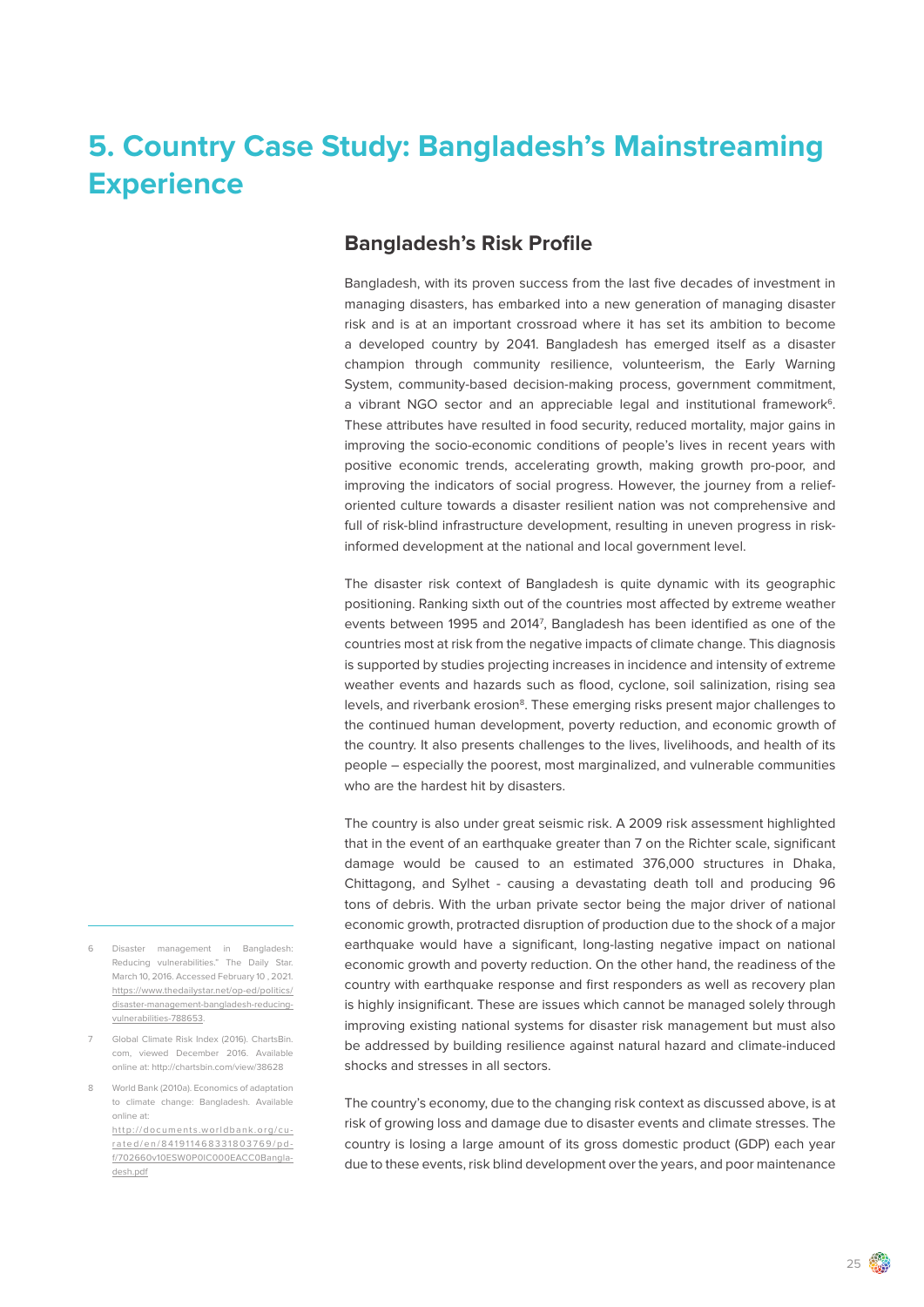# 5. Country Case Study: Bangladesh's Mainstreaming Experience

## Bangladesh's Risk Profile

Bangladesh, with its proven success from the last five decades of investment in managing disasters, has embarked into a new generation of managing disaster risk and is at an important crossroad where it has set its ambition to become a developed country by 2041. Bangladesh has emerged itself as a disaster champion through community resilience, volunteerism, the Early Warning System, community-based decision-making process, government commitment, a vibrant NGO sector and an appreciable legal and institutional framework[6]. These attributes have resulted in food security, reduced mortality, major gains in improving the socio-economic conditions of people's lives in recent years with positive economic trends, accelerating growth, making growth pro-poor, and improving the indicators of social progress. However, the journey from a relief-oriented culture towards a disaster resilient nation was not comprehensive and full of risk-blind infrastructure development, resulting in uneven progress in risk-informed development at the national and local government level.

The disaster risk context of Bangladesh is quite dynamic with its geographic positioning. Ranking sixth out of the countries most affected by extreme weather events between 1995 and 2014[7], Bangladesh has been identified as one of the countries most at risk from the negative impacts of climate change. This diagnosis is supported by studies projecting increases in incidence and intensity of extreme weather events and hazards such as flood, cyclone, soil salinization, rising sea levels, and riverbank erosion[8]. These emerging risks present major challenges to the continued human development, poverty reduction, and economic growth of the country. It also presents challenges to the lives, livelihoods, and health of its people – especially the poorest, most marginalized, and vulnerable communities who are the hardest hit by disasters.

The country is also under great seismic risk. A 2009 risk assessment highlighted that in the event of an earthquake greater than 7 on the Richter scale, significant damage would be caused to an estimated 376,000 structures in Dhaka, Chittagong, and Sylhet - causing a devastating death toll and producing 96 tons of debris. With the urban private sector being the major driver of national economic growth, protracted disruption of production due to the shock of a major earthquake would have a significant, long-lasting negative impact on national economic growth and poverty reduction. On the other hand, the readiness of the country with earthquake response and first responders as well as recovery plan is highly insignificant. These are issues which cannot be managed solely through improving existing national systems for disaster risk management but must also be addressed by building resilience against natural hazard and climate-induced shocks and stresses in all sectors.

The country's economy, due to the changing risk context as discussed above, is at risk of growing loss and damage due to disaster events and climate stresses. The country is losing a large amount of its gross domestic product (GDP) each year due to these events, risk blind development over the years, and poor maintenance

---

6 Disaster management in Bangladesh: Reducing vulnerabilities." The Daily Star. March 10, 2016. Accessed February 10 , 2021. https://www.thedailystar.net/op-ed/politics/disaster-management-bangladesh-reducing-vulnerabilities-788653.

7 Global Climate Risk Index (2016). ChartsBin.com, viewed December 2016. Available online at: http://chartsbin.com/view/38628

8 World Bank (2010a). Economics of adaptation to climate change: Bangladesh. Available online at: http://documents.worldbank.org/curated/en/841911468331803769/pdf/702660v10ESW0P0IC000EACC0Bangladesh.pdf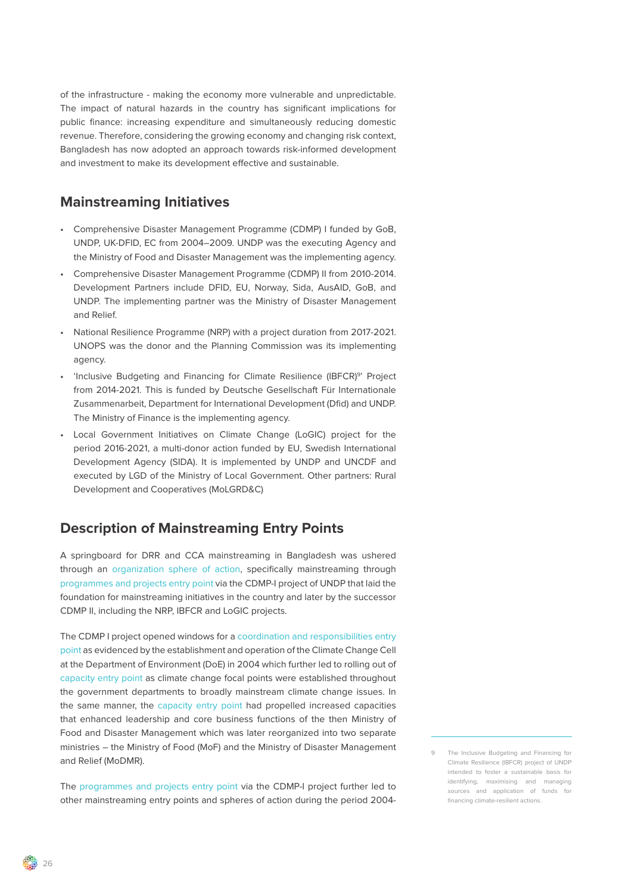of the infrastructure - making the economy more vulnerable and unpredictable. The impact of natural hazards in the country has significant implications for public finance: increasing expenditure and simultaneously reducing domestic revenue. Therefore, considering the growing economy and changing risk context, Bangladesh has now adopted an approach towards risk-informed development and investment to make its development effective and sustainable.

## Mainstreaming Initiatives

- Comprehensive Disaster Management Programme (CDMP) I funded by GoB, UNDP, UK-DFID, EC from 2004–2009. UNDP was the executing Agency and the Ministry of Food and Disaster Management was the implementing agency.
- Comprehensive Disaster Management Programme (CDMP) II from 2010-2014. Development Partners include DFID, EU, Norway, Sida, AusAID, GoB, and UNDP. The implementing partner was the Ministry of Disaster Management and Relief.
- National Resilience Programme (NRP) with a project duration from 2017-2021. UNOPS was the donor and the Planning Commission was its implementing agency.
- 'Inclusive Budgeting and Financing for Climate Resilience (IBFCR)[9]' Project from 2014-2021. This is funded by Deutsche Gesellschaft Für Internationale Zusammenarbeit, Department for International Development (Dfid) and UNDP. The Ministry of Finance is the implementing agency.
- Local Government Initiatives on Climate Change (LoGIC) project for the period 2016-2021, a multi-donor action funded by EU, Swedish International Development Agency (SIDA). It is implemented by UNDP and UNCDF and executed by LGD of the Ministry of Local Government. Other partners: Rural Development and Cooperatives (MoLGRD&C)

## Description of Mainstreaming Entry Points

A springboard for DRR and CCA mainstreaming in Bangladesh was ushered through an organization sphere of action, specifically mainstreaming through programmes and projects entry point via the CDMP-I project of UNDP that laid the foundation for mainstreaming initiatives in the country and later by the successor CDMP II, including the NRP, IBFCR and LoGIC projects.

The CDMP I project opened windows for a coordination and responsibilities entry point as evidenced by the establishment and operation of the Climate Change Cell at the Department of Environment (DoE) in 2004 which further led to rolling out of capacity entry point as climate change focal points were established throughout the government departments to broadly mainstream climate change issues. In the same manner, the capacity entry point had propelled increased capacities that enhanced leadership and core business functions of the then Ministry of Food and Disaster Management which was later reorganized into two separate ministries – the Ministry of Food (MoF) and the Ministry of Disaster Management and Relief (MoDMR).

The programmes and projects entry point via the CDMP-I project further led to other mainstreaming entry points and spheres of action during the period 2004-

9 The Inclusive Budgeting and Financing for Climate Resilience (IBFCR) project of UNDP intended to foster a sustainable basis for identifying, maximising and managing sources and application of funds for financing climate-resilient actions.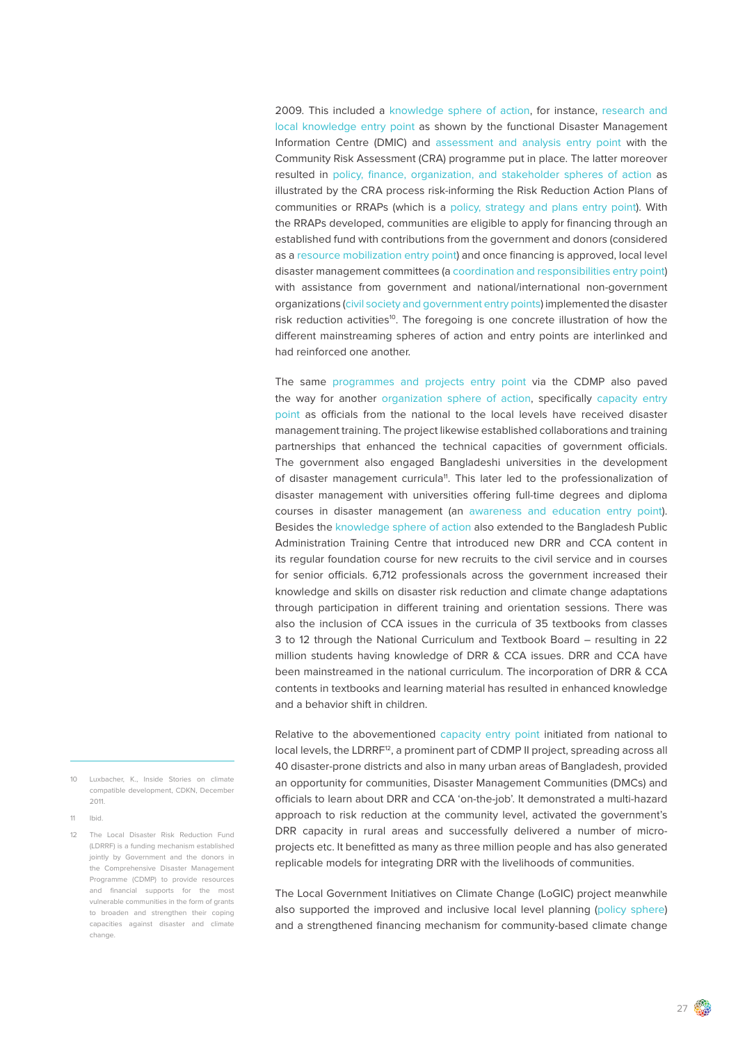2009. This included a knowledge sphere of action, for instance, research and local knowledge entry point as shown by the functional Disaster Management Information Centre (DMIC) and assessment and analysis entry point with the Community Risk Assessment (CRA) programme put in place. The latter moreover resulted in policy, finance, organization, and stakeholder spheres of action as illustrated by the CRA process risk-informing the Risk Reduction Action Plans of communities or RRAPs (which is a policy, strategy and plans entry point). With the RRAPs developed, communities are eligible to apply for financing through an established fund with contributions from the government and donors (considered as a resource mobilization entry point) and once financing is approved, local level disaster management committees (a coordination and responsibilities entry point) with assistance from government and national/international non-government organizations (civil society and government entry points) implemented the disaster risk reduction activities[10]. The foregoing is one concrete illustration of how the different mainstreaming spheres of action and entry points are interlinked and had reinforced one another.

The same programmes and projects entry point via the CDMP also paved the way for another organization sphere of action, specifically capacity entry point as officials from the national to the local levels have received disaster management training. The project likewise established collaborations and training partnerships that enhanced the technical capacities of government officials. The government also engaged Bangladeshi universities in the development of disaster management curricula[11]. This later led to the professionalization of disaster management with universities offering full-time degrees and diploma courses in disaster management (an awareness and education entry point). Besides the knowledge sphere of action also extended to the Bangladesh Public Administration Training Centre that introduced new DRR and CCA content in its regular foundation course for new recruits to the civil service and in courses for senior officials. 6,712 professionals across the government increased their knowledge and skills on disaster risk reduction and climate change adaptations through participation in different training and orientation sessions. There was also the inclusion of CCA issues in the curricula of 35 textbooks from classes 3 to 12 through the National Curriculum and Textbook Board – resulting in 22 million students having knowledge of DRR & CCA issues. DRR and CCA have been mainstreamed in the national curriculum. The incorporation of DRR & CCA contents in textbooks and learning material has resulted in enhanced knowledge and a behavior shift in children.

Relative to the abovementioned capacity entry point initiated from national to local levels, the LDRRF[12], a prominent part of CDMP II project, spreading across all 40 disaster-prone districts and also in many urban areas of Bangladesh, provided an opportunity for communities, Disaster Management Communities (DMCs) and officials to learn about DRR and CCA 'on-the-job'. It demonstrated a multi-hazard approach to risk reduction at the community level, activated the government's DRR capacity in rural areas and successfully delivered a number of micro-projects etc. It benefitted as many as three million people and has also generated replicable models for integrating DRR with the livelihoods of communities.

The Local Government Initiatives on Climate Change (LoGIC) project meanwhile also supported the improved and inclusive local level planning (policy sphere) and a strengthened financing mechanism for community-based climate change

---

10 Luxbacher, K., Inside Stories on climate compatible development, CDKN, December 2011.

11 Ibid.

12 The Local Disaster Risk Reduction Fund (LDRRF) is a funding mechanism established jointly by Government and the donors in the Comprehensive Disaster Management Programme (CDMP) to provide resources and financial supports for the most vulnerable communities in the form of grants to broaden and strengthen their coping capacities against disaster and climate change.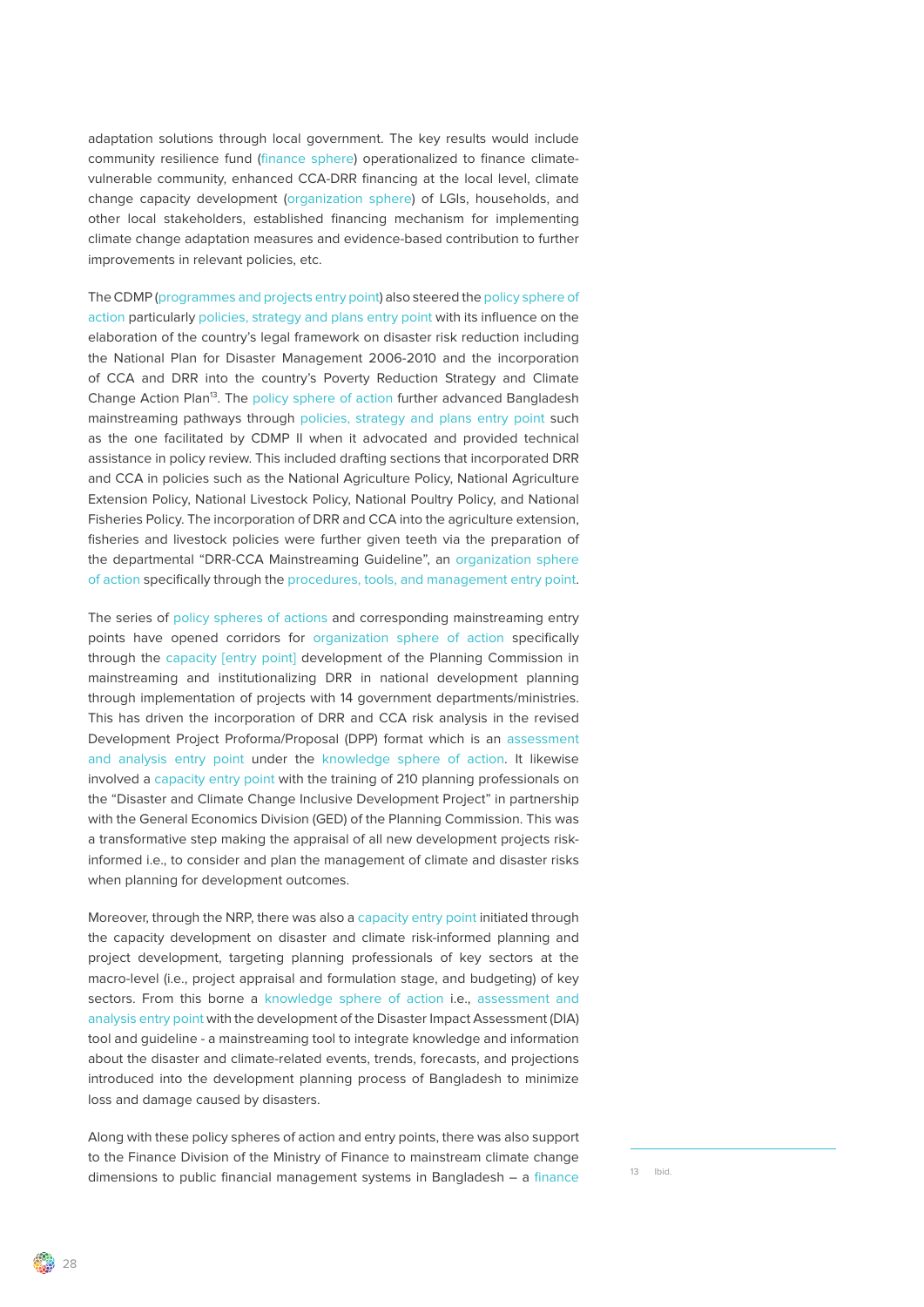adaptation solutions through local government. The key results would include community resilience fund (finance sphere) operationalized to finance climate-vulnerable community, enhanced CCA-DRR financing at the local level, climate change capacity development (organization sphere) of LGIs, households, and other local stakeholders, established financing mechanism for implementing climate change adaptation measures and evidence-based contribution to further improvements in relevant policies, etc.

The CDMP (programmes and projects entry point) also steered the policy sphere of action particularly policies, strategy and plans entry point with its influence on the elaboration of the country's legal framework on disaster risk reduction including the National Plan for Disaster Management 2006-2010 and the incorporation of CCA and DRR into the country's Poverty Reduction Strategy and Climate Change Action Plan[13]. The policy sphere of action further advanced Bangladesh mainstreaming pathways through policies, strategy and plans entry point such as the one facilitated by CDMP II when it advocated and provided technical assistance in policy review. This included drafting sections that incorporated DRR and CCA in policies such as the National Agriculture Policy, National Agriculture Extension Policy, National Livestock Policy, National Poultry Policy, and National Fisheries Policy. The incorporation of DRR and CCA into the agriculture extension, fisheries and livestock policies were further given teeth via the preparation of the departmental "DRR-CCA Mainstreaming Guideline", an organization sphere of action specifically through the procedures, tools, and management entry point.

The series of policy spheres of actions and corresponding mainstreaming entry points have opened corridors for organization sphere of action specifically through the capacity [entry point] development of the Planning Commission in mainstreaming and institutionalizing DRR in national development planning through implementation of projects with 14 government departments/ministries. This has driven the incorporation of DRR and CCA risk analysis in the revised Development Project Proforma/Proposal (DPP) format which is an assessment and analysis entry point under the knowledge sphere of action. It likewise involved a capacity entry point with the training of 210 planning professionals on the "Disaster and Climate Change Inclusive Development Project" in partnership with the General Economics Division (GED) of the Planning Commission. This was a transformative step making the appraisal of all new development projects risk-informed i.e., to consider and plan the management of climate and disaster risks when planning for development outcomes.

Moreover, through the NRP, there was also a capacity entry point initiated through the capacity development on disaster and climate risk-informed planning and project development, targeting planning professionals of key sectors at the macro-level (i.e., project appraisal and formulation stage, and budgeting) of key sectors. From this borne a knowledge sphere of action i.e., assessment and analysis entry point with the development of the Disaster Impact Assessment (DIA) tool and guideline - a mainstreaming tool to integrate knowledge and information about the disaster and climate-related events, trends, forecasts, and projections introduced into the development planning process of Bangladesh to minimize loss and damage caused by disasters.

Along with these policy spheres of action and entry points, there was also support to the Finance Division of the Ministry of Finance to mainstream climate change dimensions to public financial management systems in Bangladesh – a finance

13 Ibid.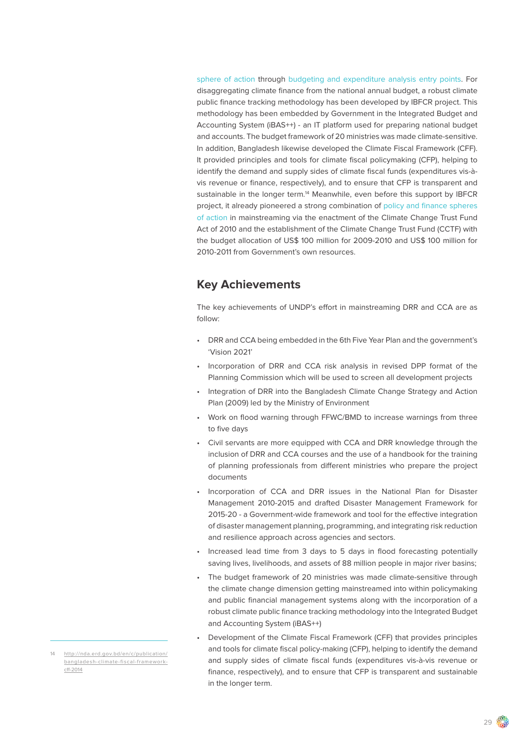sphere of action through budgeting and expenditure analysis entry points. For disaggregating climate finance from the national annual budget, a robust climate public finance tracking methodology has been developed by IBFCR project. This methodology has been embedded by Government in the Integrated Budget and Accounting System (iBAS++) - an IT platform used for preparing national budget and accounts. The budget framework of 20 ministries was made climate-sensitive. In addition, Bangladesh likewise developed the Climate Fiscal Framework (CFF). It provided principles and tools for climate fiscal policymaking (CFP), helping to identify the demand and supply sides of climate fiscal funds (expenditures vis-à-vis revenue or finance, respectively), and to ensure that CFP is transparent and sustainable in the longer term.[14] Meanwhile, even before this support by IBFCR project, it already pioneered a strong combination of policy and finance spheres of action in mainstreaming via the enactment of the Climate Change Trust Fund Act of 2010 and the establishment of the Climate Change Trust Fund (CCTF) with the budget allocation of US$ 100 million for 2009-2010 and US$ 100 million for 2010-2011 from Government's own resources.

## Key Achievements

The key achievements of UNDP's effort in mainstreaming DRR and CCA are as follow:

- DRR and CCA being embedded in the 6th Five Year Plan and the government's 'Vision 2021'
- Incorporation of DRR and CCA risk analysis in revised DPP format of the Planning Commission which will be used to screen all development projects
- Integration of DRR into the Bangladesh Climate Change Strategy and Action Plan (2009) led by the Ministry of Environment
- Work on flood warning through FFWC/BMD to increase warnings from three to five days
- Civil servants are more equipped with CCA and DRR knowledge through the inclusion of DRR and CCA courses and the use of a handbook for the training of planning professionals from different ministries who prepare the project documents
- Incorporation of CCA and DRR issues in the National Plan for Disaster Management 2010-2015 and drafted Disaster Management Framework for 2015-20 - a Government-wide framework and tool for the effective integration of disaster management planning, programming, and integrating risk reduction and resilience approach across agencies and sectors.
- Increased lead time from 3 days to 5 days in flood forecasting potentially saving lives, livelihoods, and assets of 88 million people in major river basins;
- The budget framework of 20 ministries was made climate-sensitive through the climate change dimension getting mainstreamed into within policymaking and public financial management systems along with the incorporation of a robust climate public finance tracking methodology into the Integrated Budget and Accounting System (iBAS++)
- Development of the Climate Fiscal Framework (CFF) that provides principles and tools for climate fiscal policy-making (CFP), helping to identify the demand and supply sides of climate fiscal funds (expenditures vis-à-vis revenue or finance, respectively), and to ensure that CFP is transparent and sustainable in the longer term.

---

14 http://nda.erd.gov.bd/en/c/publication/bangladesh-climate-fiscal-framework-cff-2014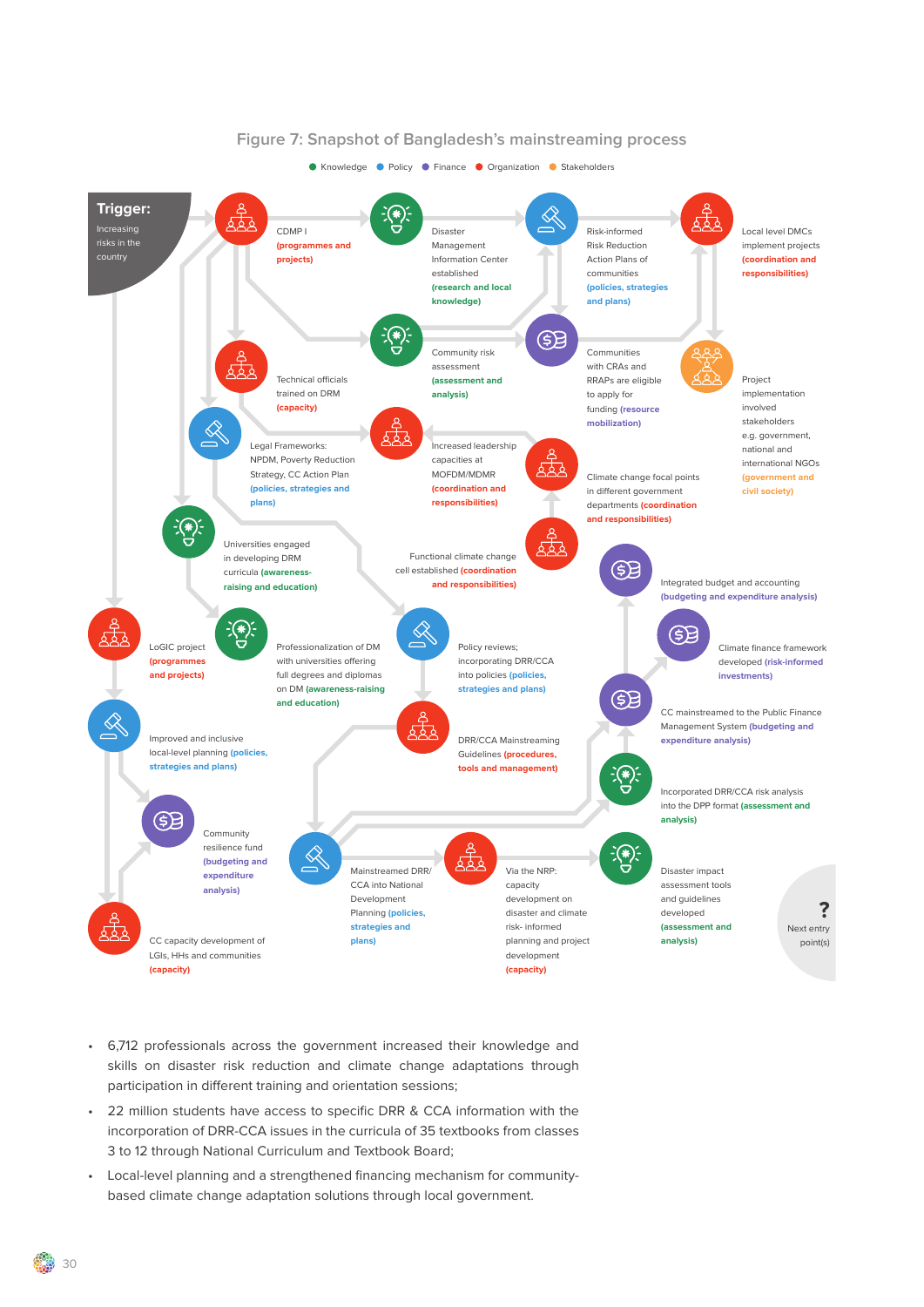Figure 7: Snapshot of Bangladesh's mainstreaming process

Knowledge · Policy · Finance · Organization · Stakeholders

**Trigger:** Increasing risks in the country

CDMP I (programmes and projects)

Disaster Management Information Center established (research and local knowledge)

Risk-informed Risk Reduction Action Plans of communities (policies, strategies and plans)

Local level DMCs implement projects (coordination and responsibilities)

Technical officials trained on DRM (capacity)

Community risk assessment (assessment and analysis)

Communities with CRAs and RRAPs are eligible to apply for funding (resource mobilization)

Project implementation involved stakeholders e.g. government, national and international NGOs (government and civil society)

Legal Frameworks: NPDM, Poverty Reduction Strategy, CC Action Plan (policies, strategies and plans)

Increased leadership capacities at MOFDM/MDMR (coordination and responsibilities)

Climate change focal points in different government departments (coordination and responsibilities)

Universities engaged in developing DRM curricula (awareness-raising and education)

Functional climate change cell established (coordination and responsibilities)

Integrated budget and accounting (budgeting and expenditure analysis)

LoGIC project (programmes and projects)

Professionalization of DM with universities offering full degrees and diplomas on DM (awareness-raising and education)

Policy reviews; incorporating DRR/CCA into policies (policies, strategies and plans)

Climate finance framework developed (risk-informed investments)

Improved and inclusive local-level planning (policies, strategies and plans)

DRR/CCA Mainstreaming Guidelines (procedures, tools and management)

CC mainstreamed to the Public Finance Management System (budgeting and expenditure analysis)

Incorporated DRR/CCA risk analysis into the DPP format (assessment and analysis)

Community resilience fund (budgeting and expenditure analysis)

Mainstreamed DRR/CCA into National Development Planning (policies, strategies and plans)

Via the NRP: capacity development on disaster and climate risk- informed planning and project development (capacity)

Disaster impact assessment tools and guidelines developed (assessment and analysis)

Next entry point(s)

CC capacity development of LGIs, HHs and communities (capacity)

- 6,712 professionals across the government increased their knowledge and skills on disaster risk reduction and climate change adaptations through participation in different training and orientation sessions;
- 22 million students have access to specific DRR & CCA information with the incorporation of DRR-CCA issues in the curricula of 35 textbooks from classes 3 to 12 through National Curriculum and Textbook Board;
- Local-level planning and a strengthened financing mechanism for community-based climate change adaptation solutions through local government.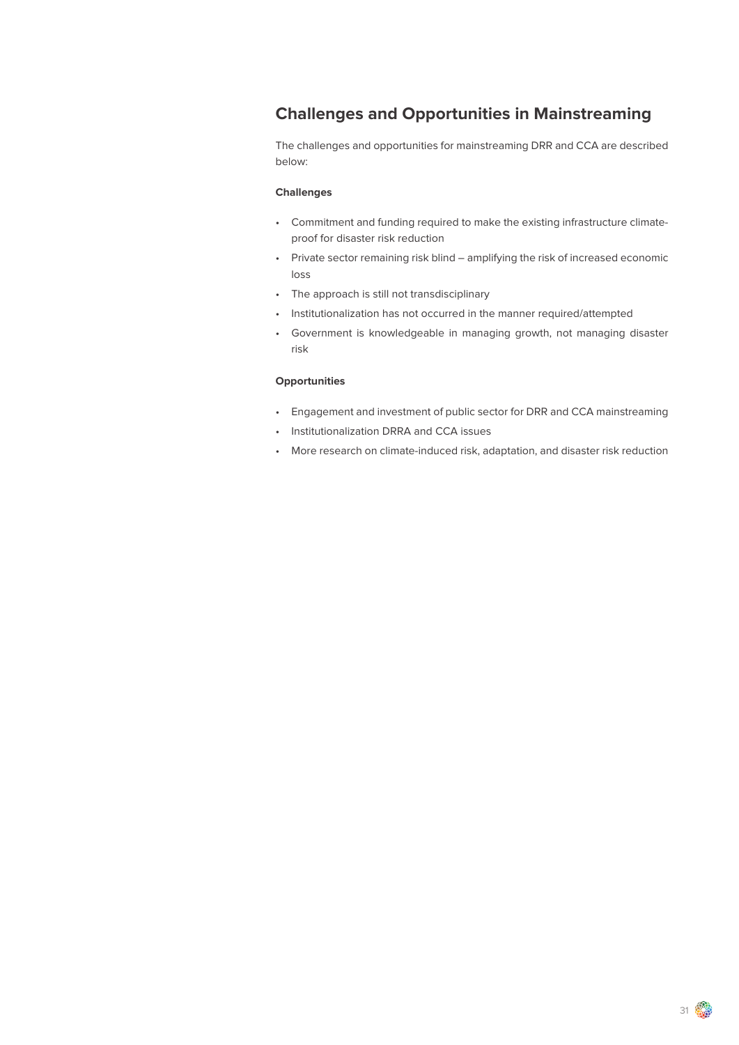## Challenges and Opportunities in Mainstreaming

The challenges and opportunities for mainstreaming DRR and CCA are described below:

**Challenges**

- Commitment and funding required to make the existing infrastructure climate-proof for disaster risk reduction
- Private sector remaining risk blind – amplifying the risk of increased economic loss
- The approach is still not transdisciplinary
- Institutionalization has not occurred in the manner required/attempted
- Government is knowledgeable in managing growth, not managing disaster risk

**Opportunities**

- Engagement and investment of public sector for DRR and CCA mainstreaming
- Institutionalization DRRA and CCA issues
- More research on climate-induced risk, adaptation, and disaster risk reduction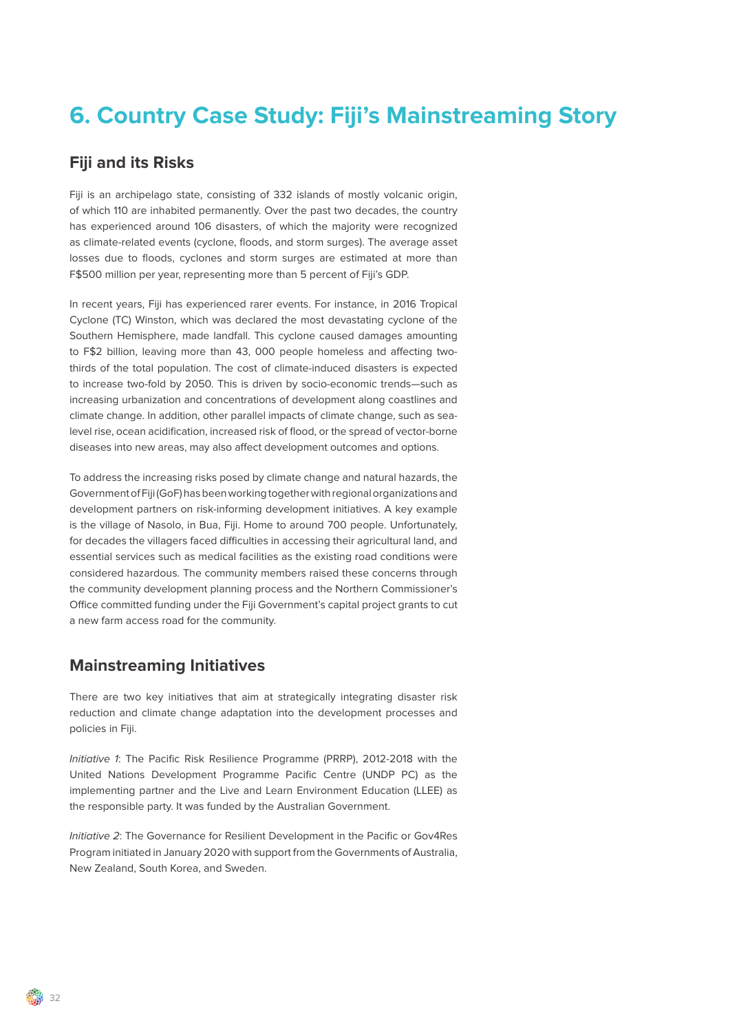# 6. Country Case Study: Fiji's Mainstreaming Story

## Fiji and its Risks

Fiji is an archipelago state, consisting of 332 islands of mostly volcanic origin, of which 110 are inhabited permanently. Over the past two decades, the country has experienced around 106 disasters, of which the majority were recognized as climate-related events (cyclone, floods, and storm surges). The average asset losses due to floods, cyclones and storm surges are estimated at more than F$500 million per year, representing more than 5 percent of Fiji's GDP.

In recent years, Fiji has experienced rarer events. For instance, in 2016 Tropical Cyclone (TC) Winston, which was declared the most devastating cyclone of the Southern Hemisphere, made landfall. This cyclone caused damages amounting to F$2 billion, leaving more than 43, 000 people homeless and affecting two-thirds of the total population. The cost of climate-induced disasters is expected to increase two-fold by 2050. This is driven by socio-economic trends—such as increasing urbanization and concentrations of development along coastlines and climate change. In addition, other parallel impacts of climate change, such as sea-level rise, ocean acidification, increased risk of flood, or the spread of vector-borne diseases into new areas, may also affect development outcomes and options.

To address the increasing risks posed by climate change and natural hazards, the Government of Fiji (GoF) has been working together with regional organizations and development partners on risk-informing development initiatives. A key example is the village of Nasolo, in Bua, Fiji. Home to around 700 people. Unfortunately, for decades the villagers faced difficulties in accessing their agricultural land, and essential services such as medical facilities as the existing road conditions were considered hazardous. The community members raised these concerns through the community development planning process and the Northern Commissioner's Office committed funding under the Fiji Government's capital project grants to cut a new farm access road for the community.

## Mainstreaming Initiatives

There are two key initiatives that aim at strategically integrating disaster risk reduction and climate change adaptation into the development processes and policies in Fiji.

*Initiative 1*: The Pacific Risk Resilience Programme (PRRP), 2012-2018 with the United Nations Development Programme Pacific Centre (UNDP PC) as the implementing partner and the Live and Learn Environment Education (LLEE) as the responsible party. It was funded by the Australian Government.

*Initiative 2*: The Governance for Resilient Development in the Pacific or Gov4Res Program initiated in January 2020 with support from the Governments of Australia, New Zealand, South Korea, and Sweden.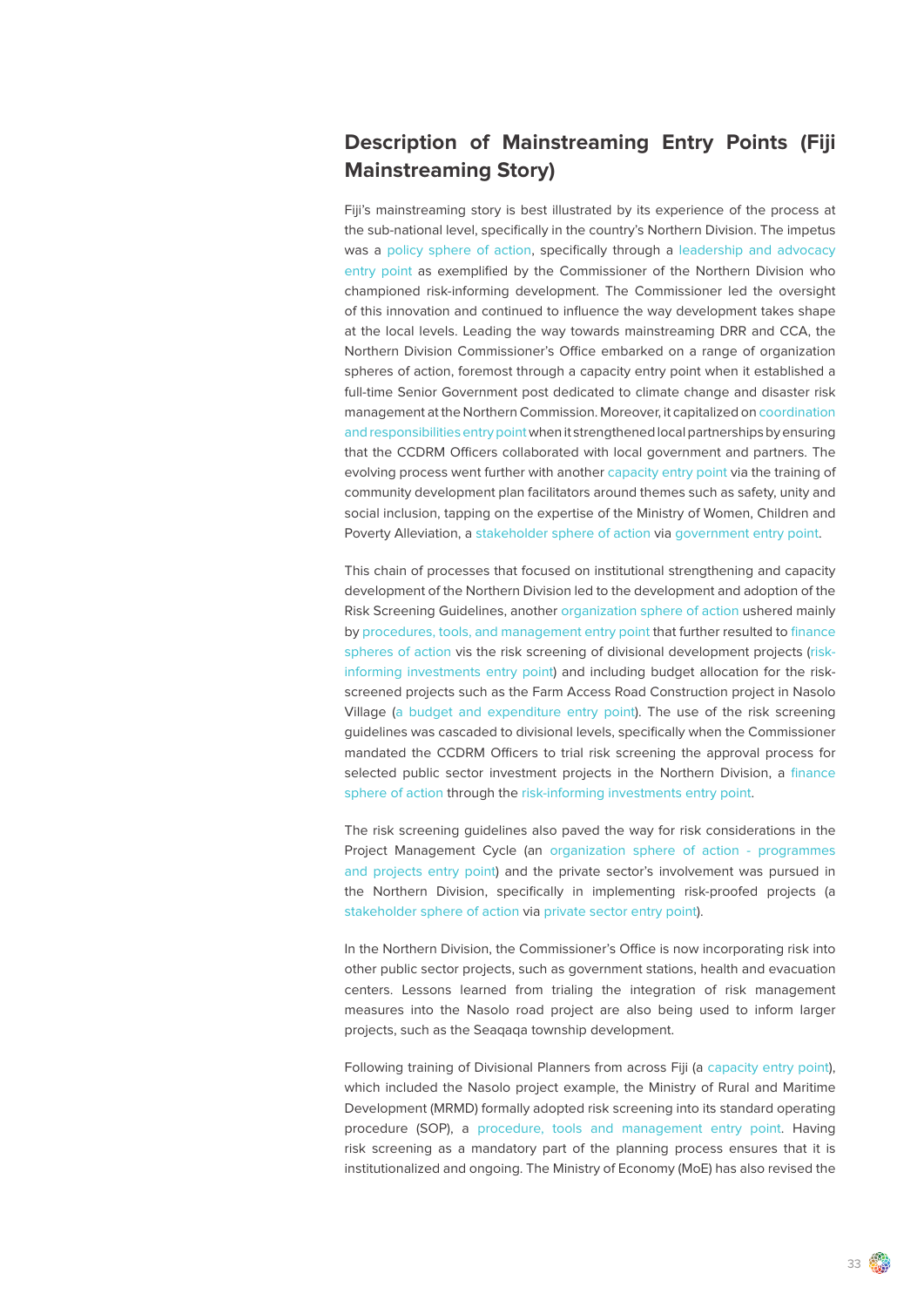## Description of Mainstreaming Entry Points (Fiji Mainstreaming Story)

Fiji's mainstreaming story is best illustrated by its experience of the process at the sub-national level, specifically in the country's Northern Division. The impetus was a policy sphere of action, specifically through a leadership and advocacy entry point as exemplified by the Commissioner of the Northern Division who championed risk-informing development. The Commissioner led the oversight of this innovation and continued to influence the way development takes shape at the local levels. Leading the way towards mainstreaming DRR and CCA, the Northern Division Commissioner's Office embarked on a range of organization spheres of action, foremost through a capacity entry point when it established a full-time Senior Government post dedicated to climate change and disaster risk management at the Northern Commission. Moreover, it capitalized on coordination and responsibilities entry point when it strengthened local partnerships by ensuring that the CCDRM Officers collaborated with local government and partners. The evolving process went further with another capacity entry point via the training of community development plan facilitators around themes such as safety, unity and social inclusion, tapping on the expertise of the Ministry of Women, Children and Poverty Alleviation, a stakeholder sphere of action via government entry point.

This chain of processes that focused on institutional strengthening and capacity development of the Northern Division led to the development and adoption of the Risk Screening Guidelines, another organization sphere of action ushered mainly by procedures, tools, and management entry point that further resulted to finance spheres of action vis the risk screening of divisional development projects (risk-informing investments entry point) and including budget allocation for the risk-screened projects such as the Farm Access Road Construction project in Nasolo Village (a budget and expenditure entry point). The use of the risk screening guidelines was cascaded to divisional levels, specifically when the Commissioner mandated the CCDRM Officers to trial risk screening the approval process for selected public sector investment projects in the Northern Division, a finance sphere of action through the risk-informing investments entry point.

The risk screening guidelines also paved the way for risk considerations in the Project Management Cycle (an organization sphere of action - programmes and projects entry point) and the private sector's involvement was pursued in the Northern Division, specifically in implementing risk-proofed projects (a stakeholder sphere of action via private sector entry point).

In the Northern Division, the Commissioner's Office is now incorporating risk into other public sector projects, such as government stations, health and evacuation centers. Lessons learned from trialing the integration of risk management measures into the Nasolo road project are also being used to inform larger projects, such as the Seaqaqa township development.

Following training of Divisional Planners from across Fiji (a capacity entry point), which included the Nasolo project example, the Ministry of Rural and Maritime Development (MRMD) formally adopted risk screening into its standard operating procedure (SOP), a procedure, tools and management entry point. Having risk screening as a mandatory part of the planning process ensures that it is institutionalized and ongoing. The Ministry of Economy (MoE) has also revised the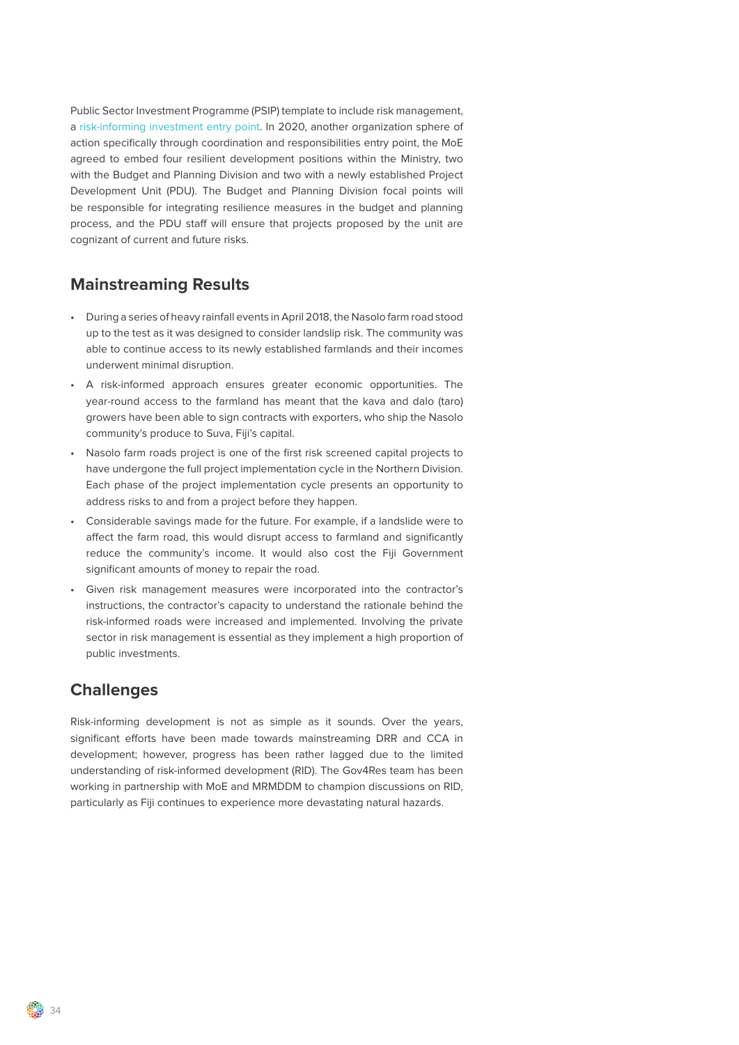Public Sector Investment Programme (PSIP) template to include risk management, a risk-informing investment entry point. In 2020, another organization sphere of action specifically through coordination and responsibilities entry point, the MoE agreed to embed four resilient development positions within the Ministry, two with the Budget and Planning Division and two with a newly established Project Development Unit (PDU). The Budget and Planning Division focal points will be responsible for integrating resilience measures in the budget and planning process, and the PDU staff will ensure that projects proposed by the unit are cognizant of current and future risks.

## Mainstreaming Results

- During a series of heavy rainfall events in April 2018, the Nasolo farm road stood up to the test as it was designed to consider landslip risk. The community was able to continue access to its newly established farmlands and their incomes underwent minimal disruption.
- A risk-informed approach ensures greater economic opportunities. The year-round access to the farmland has meant that the kava and dalo (taro) growers have been able to sign contracts with exporters, who ship the Nasolo community's produce to Suva, Fiji's capital.
- Nasolo farm roads project is one of the first risk screened capital projects to have undergone the full project implementation cycle in the Northern Division. Each phase of the project implementation cycle presents an opportunity to address risks to and from a project before they happen.
- Considerable savings made for the future. For example, if a landslide were to affect the farm road, this would disrupt access to farmland and significantly reduce the community's income. It would also cost the Fiji Government significant amounts of money to repair the road.
- Given risk management measures were incorporated into the contractor's instructions, the contractor's capacity to understand the rationale behind the risk-informed roads were increased and implemented. Involving the private sector in risk management is essential as they implement a high proportion of public investments.

## Challenges

Risk-informing development is not as simple as it sounds. Over the years, significant efforts have been made towards mainstreaming DRR and CCA in development; however, progress has been rather lagged due to the limited understanding of risk-informed development (RID). The Gov4Res team has been working in partnership with MoE and MRMDDM to champion discussions on RID, particularly as Fiji continues to experience more devastating natural hazards.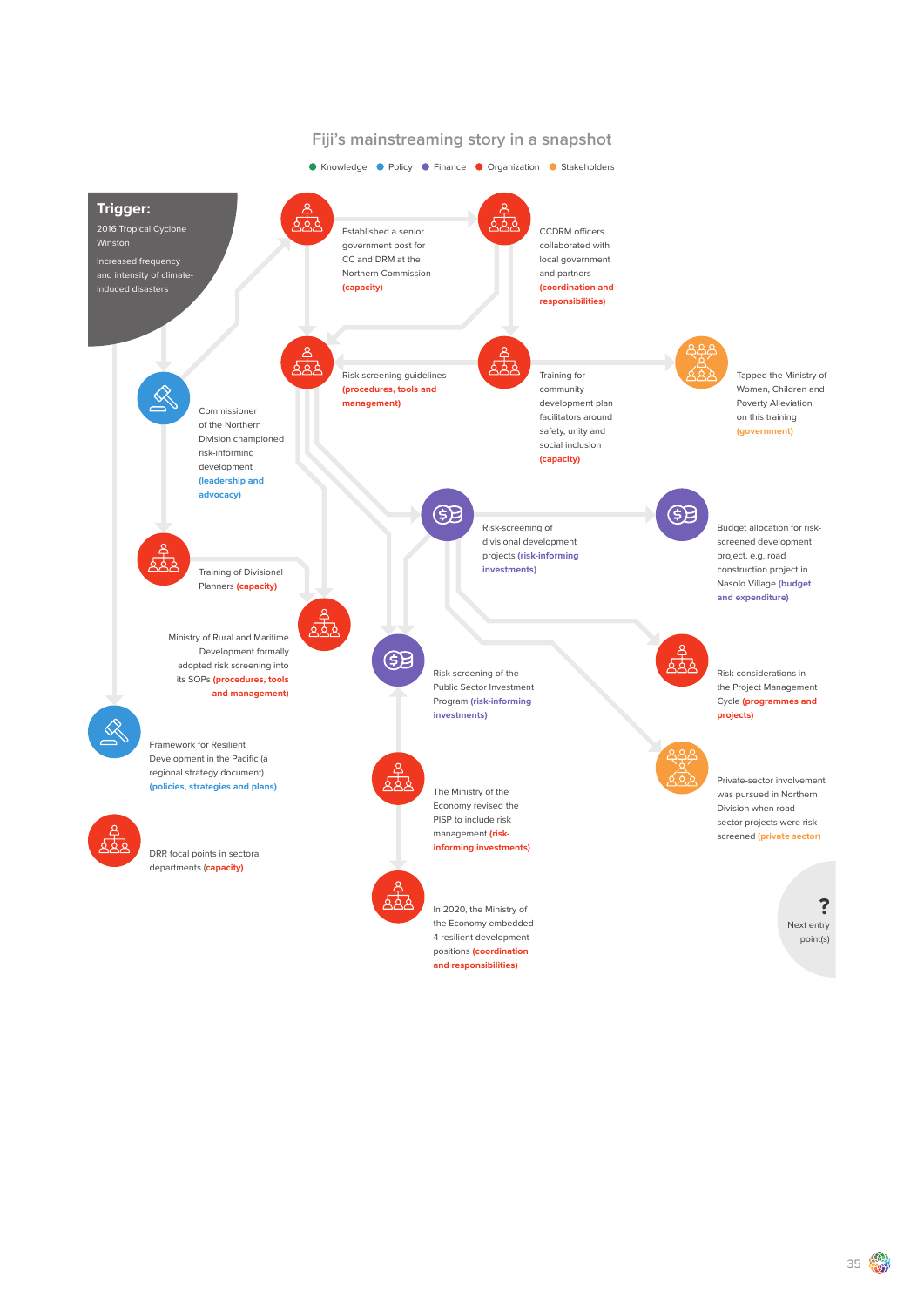## Fiji's mainstreaming story in a snapshot

Knowledge Policy Finance Organization Stakeholders

**Trigger:**

2016 Tropical Cyclone Winston

Increased frequency and intensity of climate-induced disasters

Established a senior government post for CC and DRM at the Northern Commission **(capacity)**

CCDRM officers collaborated with local government and partners **(coordination and responsibilities)**

Commissioner of the Northern Division championed risk-informing development **(leadership and advocacy)**

Risk-screening guidelines **(procedures, tools and management)**

Training for community development plan facilitators around safety, unity and social inclusion **(capacity)**

Tapped the Ministry of Women, Children and Poverty Alleviation on this training **(government)**

Risk-screening of divisional development projects **(risk-informing investments)**

Budget allocation for risk-screened development project, e.g. road construction project in Nasolo Village **(budget and expenditure)**

Training of Divisional Planners **(capacity)**

Ministry of Rural and Maritime Development formally adopted risk screening into its SOPs **(procedures, tools and management)**

Risk-screening of the Public Sector Investment Program **(risk-informing investments)**

Risk considerations in the Project Management Cycle **(programmes and projects)**

Framework for Resilient Development in the Pacific (a regional strategy document) **(policies, strategies and plans)**

Private-sector involvement was pursued in Northern Division when road sector projects were risk-screened **(private sector)**

The Ministry of the Economy revised the PISP to include risk management **(risk-informing investments)**

DRR focal points in sectoral departments **(capacity)**

In 2020, the Ministry of the Economy embedded 4 resilient development positions **(coordination and responsibilities)**

?

Next entry point(s)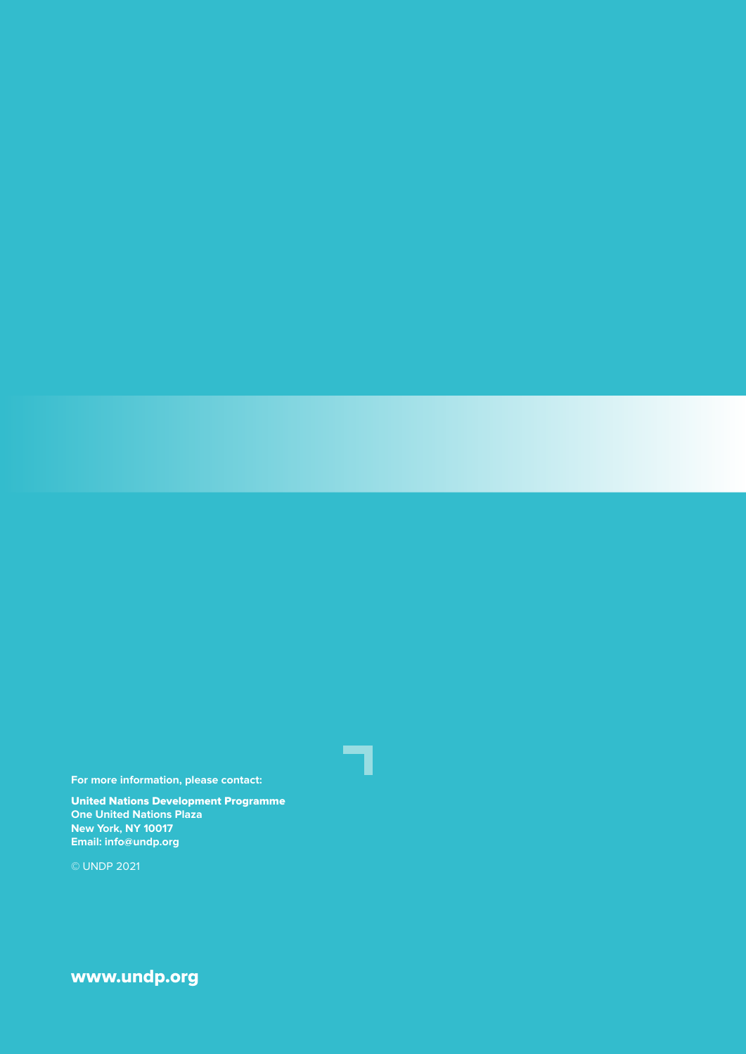**For more information, please contact:**

**United Nations Development Programme**
**One United Nations Plaza**
**New York, NY 10017**
**Email: info@undp.org**

© UNDP 2021

**www.undp.org**